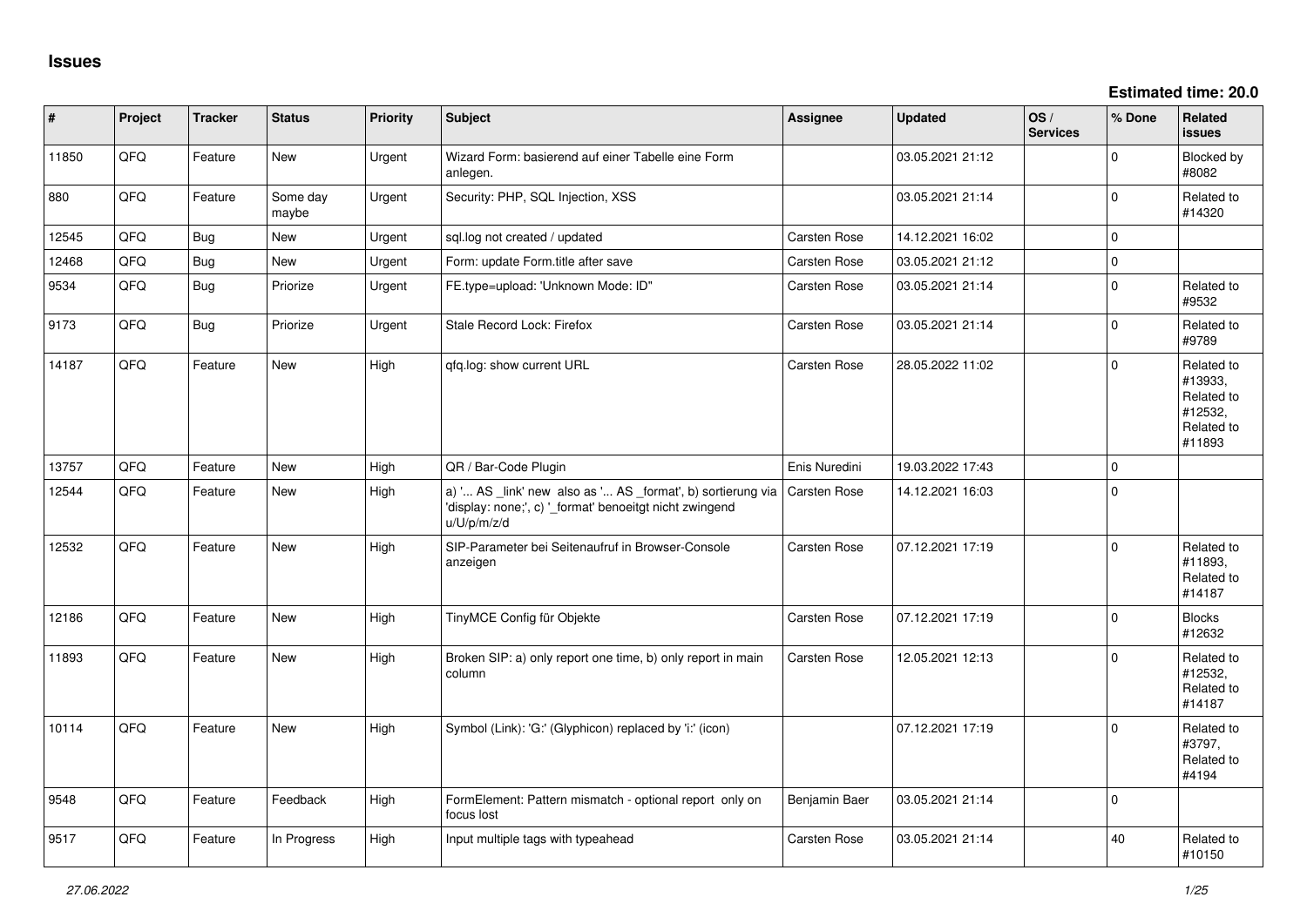## Issues

**Estimated time: 20.0**

| # | Project | Tracker | Status | Priority | Subject | Assignee | Updated | OS / Services | % Done | Related issues |
|---|---|---|---|---|---|---|---|---|---|---|
| 11850 | QFQ | Feature | New | Urgent | Wizard Form: basierend auf einer Tabelle eine Form anlegen. | | 03.05.2021 21:12 | | 0 | Blocked by #8082 |
| 880 | QFQ | Feature | Some day maybe | Urgent | Security: PHP, SQL Injection, XSS | | 03.05.2021 21:14 | | 0 | Related to #14320 |
| 12545 | QFQ | Bug | New | Urgent | sql.log not created / updated | Carsten Rose | 14.12.2021 16:02 | | 0 | |
| 12468 | QFQ | Bug | New | Urgent | Form: update Form.title after save | Carsten Rose | 03.05.2021 21:12 | | 0 | |
| 9534 | QFQ | Bug | Priorize | Urgent | FE.type=upload: 'Unknown Mode: ID" | Carsten Rose | 03.05.2021 21:14 | | 0 | Related to #9532 |
| 9173 | QFQ | Bug | Priorize | Urgent | Stale Record Lock: Firefox | Carsten Rose | 03.05.2021 21:14 | | 0 | Related to #9789 |
| 14187 | QFQ | Feature | New | High | qfq.log: show current URL | Carsten Rose | 28.05.2022 11:02 | | 0 | Related to #13933, Related to #12532, Related to #11893 |
| 13757 | QFQ | Feature | New | High | QR / Bar-Code Plugin | Enis Nuredini | 19.03.2022 17:43 | | 0 | |
| 12544 | QFQ | Feature | New | High | a) '... AS _link' new also as '... AS _format', b) sortierung via 'display: none;', c) '_format' benoeitgt nicht zwingend u/U/p/m/z/d | Carsten Rose | 14.12.2021 16:03 | | 0 | |
| 12532 | QFQ | Feature | New | High | SIP-Parameter bei Seitenaufruf in Browser-Console anzeigen | Carsten Rose | 07.12.2021 17:19 | | 0 | Related to #11893, Related to #14187 |
| 12186 | QFQ | Feature | New | High | TinyMCE Config für Objekte | Carsten Rose | 07.12.2021 17:19 | | 0 | Blocks #12632 |
| 11893 | QFQ | Feature | New | High | Broken SIP: a) only report one time, b) only report in main column | Carsten Rose | 12.05.2021 12:13 | | 0 | Related to #12532, Related to #14187 |
| 10114 | QFQ | Feature | New | High | Symbol (Link): 'G:' (Glyphicon) replaced by 'i:' (icon) | | 07.12.2021 17:19 | | 0 | Related to #3797, Related to #4194 |
| 9548 | QFQ | Feature | Feedback | High | FormElement: Pattern mismatch - optional report only on focus lost | Benjamin Baer | 03.05.2021 21:14 | | 0 | |
| 9517 | QFQ | Feature | In Progress | High | Input multiple tags with typeahead | Carsten Rose | 03.05.2021 21:14 | | 40 | Related to #10150 |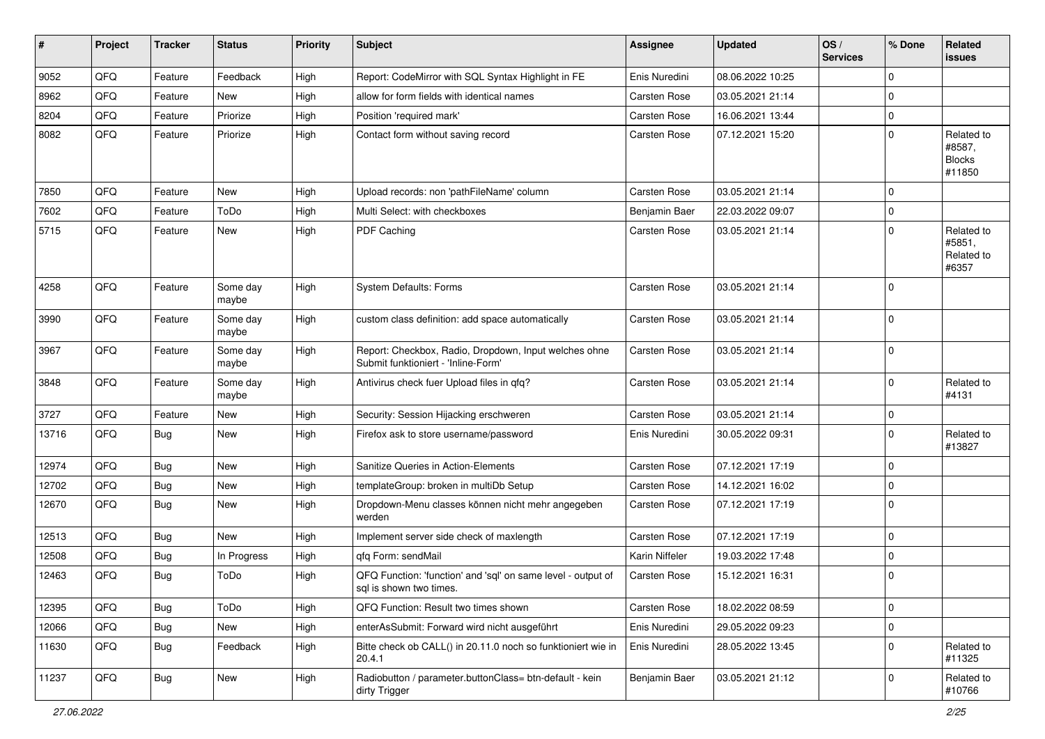| # | Project | Tracker | Status | Priority | Subject | Assignee | Updated | OS / Services | % Done | Related issues |
|---|---|---|---|---|---|---|---|---|---|---|
| 9052 | QFQ | Feature | Feedback | High | Report: CodeMirror with SQL Syntax Highlight in FE | Enis Nuredini | 08.06.2022 10:25 | | 0 | |
| 8962 | QFQ | Feature | New | High | allow for form fields with identical names | Carsten Rose | 03.05.2021 21:14 | | 0 | |
| 8204 | QFQ | Feature | Priorize | High | Position 'required mark' | Carsten Rose | 16.06.2021 13:44 | | 0 | |
| 8082 | QFQ | Feature | Priorize | High | Contact form without saving record | Carsten Rose | 07.12.2021 15:20 | | 0 | Related to #8587, Blocks #11850 |
| 7850 | QFQ | Feature | New | High | Upload records: non 'pathFileName' column | Carsten Rose | 03.05.2021 21:14 | | 0 | |
| 7602 | QFQ | Feature | ToDo | High | Multi Select: with checkboxes | Benjamin Baer | 22.03.2022 09:07 | | 0 | |
| 5715 | QFQ | Feature | New | High | PDF Caching | Carsten Rose | 03.05.2021 21:14 | | 0 | Related to #5851, Related to #6357 |
| 4258 | QFQ | Feature | Some day maybe | High | System Defaults: Forms | Carsten Rose | 03.05.2021 21:14 | | 0 | |
| 3990 | QFQ | Feature | Some day maybe | High | custom class definition: add space automatically | Carsten Rose | 03.05.2021 21:14 | | 0 | |
| 3967 | QFQ | Feature | Some day maybe | High | Report: Checkbox, Radio, Dropdown, Input welches ohne Submit funktioniert - 'Inline-Form' | Carsten Rose | 03.05.2021 21:14 | | 0 | |
| 3848 | QFQ | Feature | Some day maybe | High | Antivirus check fuer Upload files in qfq? | Carsten Rose | 03.05.2021 21:14 | | 0 | Related to #4131 |
| 3727 | QFQ | Feature | New | High | Security: Session Hijacking erschweren | Carsten Rose | 03.05.2021 21:14 | | 0 | |
| 13716 | QFQ | Bug | New | High | Firefox ask to store username/password | Enis Nuredini | 30.05.2022 09:31 | | 0 | Related to #13827 |
| 12974 | QFQ | Bug | New | High | Sanitize Queries in Action-Elements | Carsten Rose | 07.12.2021 17:19 | | 0 | |
| 12702 | QFQ | Bug | New | High | templateGroup: broken in multiDb Setup | Carsten Rose | 14.12.2021 16:02 | | 0 | |
| 12670 | QFQ | Bug | New | High | Dropdown-Menu classes können nicht mehr angegeben werden | Carsten Rose | 07.12.2021 17:19 | | 0 | |
| 12513 | QFQ | Bug | New | High | Implement server side check of maxlength | Carsten Rose | 07.12.2021 17:19 | | 0 | |
| 12508 | QFQ | Bug | In Progress | High | qfq Form: sendMail | Karin Niffeler | 19.03.2022 17:48 | | 0 | |
| 12463 | QFQ | Bug | ToDo | High | QFQ Function: 'function' and 'sql' on same level - output of sql is shown two times. | Carsten Rose | 15.12.2021 16:31 | | 0 | |
| 12395 | QFQ | Bug | ToDo | High | QFQ Function: Result two times shown | Carsten Rose | 18.02.2022 08:59 | | 0 | |
| 12066 | QFQ | Bug | New | High | enterAsSubmit: Forward wird nicht ausgeführt | Enis Nuredini | 29.05.2022 09:23 | | 0 | |
| 11630 | QFQ | Bug | Feedback | High | Bitte check ob CALL() in 20.11.0 noch so funktioniert wie in 20.4.1 | Enis Nuredini | 28.05.2022 13:45 | | 0 | Related to #11325 |
| 11237 | QFQ | Bug | New | High | Radiobutton / parameter.buttonClass= btn-default - kein dirty Trigger | Benjamin Baer | 03.05.2021 21:12 | | 0 | Related to #10766 |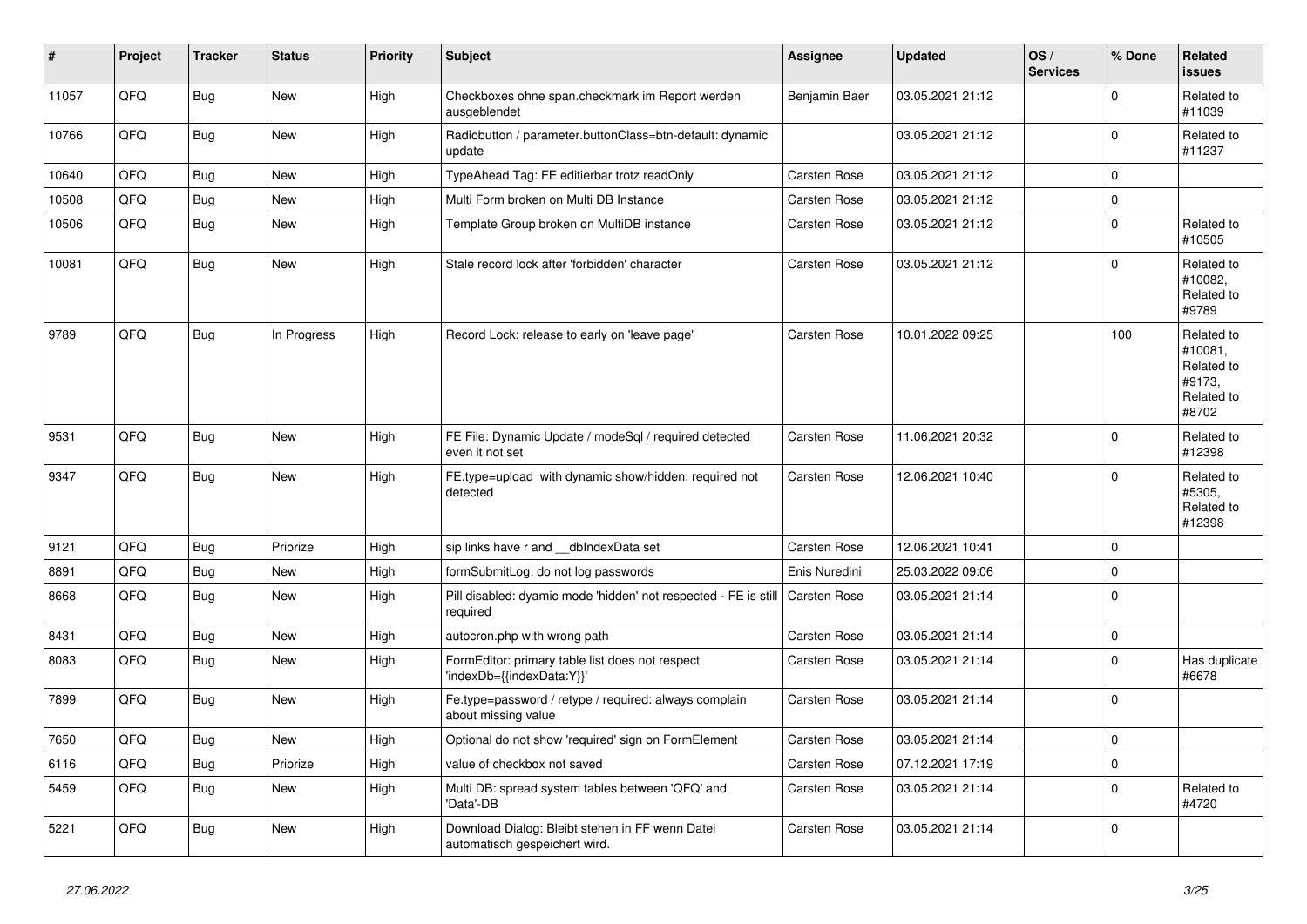| # | Project | Tracker | Status | Priority | Subject | Assignee | Updated | OS / Services | % Done | Related issues |
|---|---|---|---|---|---|---|---|---|---|---|
| 11057 | QFQ | Bug | New | High | Checkboxes ohne span.checkmark im Report werden ausgeblendet | Benjamin Baer | 03.05.2021 21:12 | | 0 | Related to #11039 |
| 10766 | QFQ | Bug | New | High | Radiobutton / parameter.buttonClass=btn-default: dynamic update | | 03.05.2021 21:12 | | 0 | Related to #11237 |
| 10640 | QFQ | Bug | New | High | TypeAhead Tag: FE editierbar trotz readOnly | Carsten Rose | 03.05.2021 21:12 | | 0 | |
| 10508 | QFQ | Bug | New | High | Multi Form broken on Multi DB Instance | Carsten Rose | 03.05.2021 21:12 | | 0 | |
| 10506 | QFQ | Bug | New | High | Template Group broken on MultiDB instance | Carsten Rose | 03.05.2021 21:12 | | 0 | Related to #10505 |
| 10081 | QFQ | Bug | New | High | Stale record lock after 'forbidden' character | Carsten Rose | 03.05.2021 21:12 | | 0 | Related to #10082, Related to #9789 |
| 9789 | QFQ | Bug | In Progress | High | Record Lock: release to early on 'leave page' | Carsten Rose | 10.01.2022 09:25 | | 100 | Related to #10081, Related to #9173, Related to #8702 |
| 9531 | QFQ | Bug | New | High | FE File: Dynamic Update / modeSql / required detected even it not set | Carsten Rose | 11.06.2021 20:32 | | 0 | Related to #12398 |
| 9347 | QFQ | Bug | New | High | FE.type=upload with dynamic show/hidden: required not detected | Carsten Rose | 12.06.2021 10:40 | | 0 | Related to #5305, Related to #12398 |
| 9121 | QFQ | Bug | Priorize | High | sip links have r and __dbIndexData set | Carsten Rose | 12.06.2021 10:41 | | 0 | |
| 8891 | QFQ | Bug | New | High | formSubmitLog: do not log passwords | Enis Nuredini | 25.03.2022 09:06 | | 0 | |
| 8668 | QFQ | Bug | New | High | Pill disabled: dyamic mode 'hidden' not respected - FE is still required | Carsten Rose | 03.05.2021 21:14 | | 0 | |
| 8431 | QFQ | Bug | New | High | autocron.php with wrong path | Carsten Rose | 03.05.2021 21:14 | | 0 | |
| 8083 | QFQ | Bug | New | High | FormEditor: primary table list does not respect 'indexDb={{indexData:Y}}' | Carsten Rose | 03.05.2021 21:14 | | 0 | Has duplicate #6678 |
| 7899 | QFQ | Bug | New | High | Fe.type=password / retype / required: always complain about missing value | Carsten Rose | 03.05.2021 21:14 | | 0 | |
| 7650 | QFQ | Bug | New | High | Optional do not show 'required' sign on FormElement | Carsten Rose | 03.05.2021 21:14 | | 0 | |
| 6116 | QFQ | Bug | Priorize | High | value of checkbox not saved | Carsten Rose | 07.12.2021 17:19 | | 0 | |
| 5459 | QFQ | Bug | New | High | Multi DB: spread system tables between 'QFQ' and 'Data'-DB | Carsten Rose | 03.05.2021 21:14 | | 0 | Related to #4720 |
| 5221 | QFQ | Bug | New | High | Download Dialog: Bleibt stehen in FF wenn Datei automatisch gespeichert wird. | Carsten Rose | 03.05.2021 21:14 | | 0 | |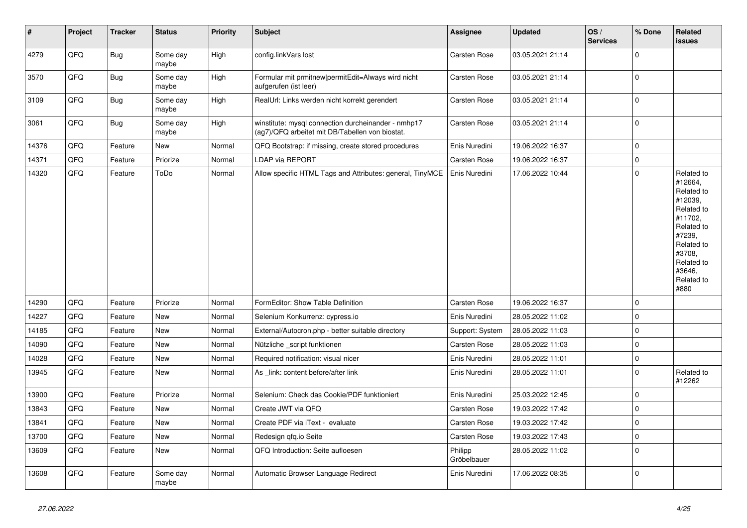| # | Project | Tracker | Status | Priority | Subject | Assignee | Updated | OS / Services | % Done | Related issues |
|---|---|---|---|---|---|---|---|---|---|---|
| 4279 | QFQ | Bug | Some day maybe | High | config.linkVars lost | Carsten Rose | 03.05.2021 21:14 | | 0 | |
| 3570 | QFQ | Bug | Some day maybe | High | Formular mit prmitnew\|permitEdit=Always wird nicht aufgerufen (ist leer) | Carsten Rose | 03.05.2021 21:14 | | 0 | |
| 3109 | QFQ | Bug | Some day maybe | High | RealUrl: Links werden nicht korrekt gerendert | Carsten Rose | 03.05.2021 21:14 | | 0 | |
| 3061 | QFQ | Bug | Some day maybe | High | winstitute: mysql connection durcheinander - nmhp17 (ag7)/QFQ arbeitet mit DB/Tabellen von biostat. | Carsten Rose | 03.05.2021 21:14 | | 0 | |
| 14376 | QFQ | Feature | New | Normal | QFQ Bootstrap: if missing, create stored procedures | Enis Nuredini | 19.06.2022 16:37 | | 0 | |
| 14371 | QFQ | Feature | Priorize | Normal | LDAP via REPORT | Carsten Rose | 19.06.2022 16:37 | | 0 | |
| 14320 | QFQ | Feature | ToDo | Normal | Allow specific HTML Tags and Attributes: general, TinyMCE | Enis Nuredini | 17.06.2022 10:44 | | 0 | Related to #12664, Related to #12039, Related to #11702, Related to #7239, Related to #3708, Related to #3646, Related to #880 |
| 14290 | QFQ | Feature | Priorize | Normal | FormEditor: Show Table Definition | Carsten Rose | 19.06.2022 16:37 | | 0 | |
| 14227 | QFQ | Feature | New | Normal | Selenium Konkurrenz: cypress.io | Enis Nuredini | 28.05.2022 11:02 | | 0 | |
| 14185 | QFQ | Feature | New | Normal | External/Autocron.php - better suitable directory | Support: System | 28.05.2022 11:03 | | 0 | |
| 14090 | QFQ | Feature | New | Normal | Nützliche _script funktionen | Carsten Rose | 28.05.2022 11:03 | | 0 | |
| 14028 | QFQ | Feature | New | Normal | Required notification: visual nicer | Enis Nuredini | 28.05.2022 11:01 | | 0 | |
| 13945 | QFQ | Feature | New | Normal | As _link: content before/after link | Enis Nuredini | 28.05.2022 11:01 | | 0 | Related to #12262 |
| 13900 | QFQ | Feature | Priorize | Normal | Selenium: Check das Cookie/PDF funktioniert | Enis Nuredini | 25.03.2022 12:45 | | 0 | |
| 13843 | QFQ | Feature | New | Normal | Create JWT via QFQ | Carsten Rose | 19.03.2022 17:42 | | 0 | |
| 13841 | QFQ | Feature | New | Normal | Create PDF via iText - evaluate | Carsten Rose | 19.03.2022 17:42 | | 0 | |
| 13700 | QFQ | Feature | New | Normal | Redesign qfq.io Seite | Carsten Rose | 19.03.2022 17:43 | | 0 | |
| 13609 | QFQ | Feature | New | Normal | QFQ Introduction: Seite aufloesen | Philipp Gröbelbauer | 28.05.2022 11:02 | | 0 | |
| 13608 | QFQ | Feature | Some day maybe | Normal | Automatic Browser Language Redirect | Enis Nuredini | 17.06.2022 08:35 | | 0 | |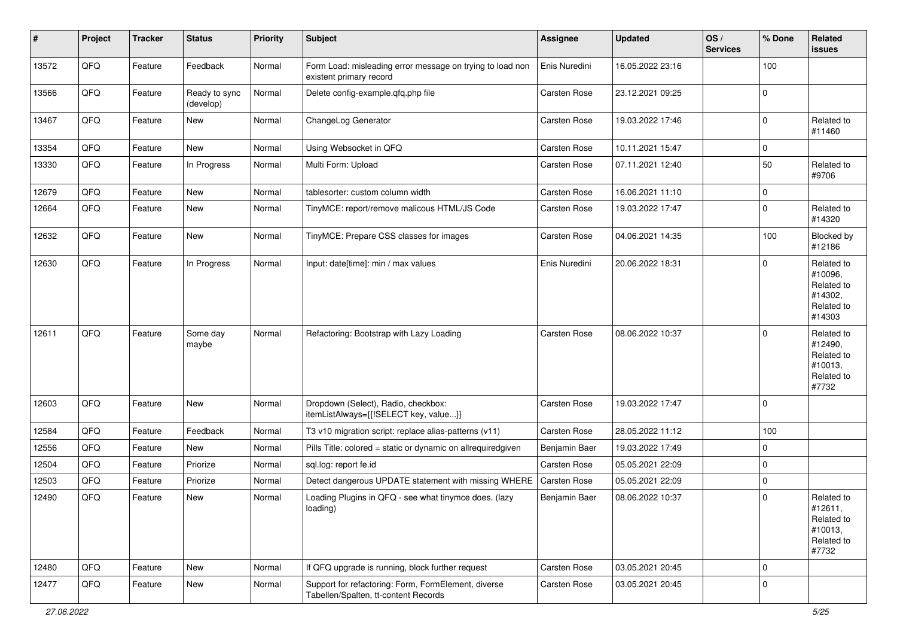| # | Project | Tracker | Status | Priority | Subject | Assignee | Updated | OS / Services | % Done | Related issues |
|---|---|---|---|---|---|---|---|---|---|---|
| 13572 | QFQ | Feature | Feedback | Normal | Form Load: misleading error message on trying to load non existent primary record | Enis Nuredini | 16.05.2022 23:16 | | 100 | |
| 13566 | QFQ | Feature | Ready to sync (develop) | Normal | Delete config-example.qfq.php file | Carsten Rose | 23.12.2021 09:25 | | 0 | |
| 13467 | QFQ | Feature | New | Normal | ChangeLog Generator | Carsten Rose | 19.03.2022 17:46 | | 0 | Related to #11460 |
| 13354 | QFQ | Feature | New | Normal | Using Websocket in QFQ | Carsten Rose | 10.11.2021 15:47 | | 0 | |
| 13330 | QFQ | Feature | In Progress | Normal | Multi Form: Upload | Carsten Rose | 07.11.2021 12:40 | | 50 | Related to #9706 |
| 12679 | QFQ | Feature | New | Normal | tablesorter: custom column width | Carsten Rose | 16.06.2021 11:10 | | 0 | |
| 12664 | QFQ | Feature | New | Normal | TinyMCE: report/remove malicous HTML/JS Code | Carsten Rose | 19.03.2022 17:47 | | 0 | Related to #14320 |
| 12632 | QFQ | Feature | New | Normal | TinyMCE: Prepare CSS classes for images | Carsten Rose | 04.06.2021 14:35 | | 100 | Blocked by #12186 |
| 12630 | QFQ | Feature | In Progress | Normal | Input: date[time]: min / max values | Enis Nuredini | 20.06.2022 18:31 | | 0 | Related to #10096, Related to #14302, Related to #14303 |
| 12611 | QFQ | Feature | Some day maybe | Normal | Refactoring: Bootstrap with Lazy Loading | Carsten Rose | 08.06.2022 10:37 | | 0 | Related to #12490, Related to #10013, Related to #7732 |
| 12603 | QFQ | Feature | New | Normal | Dropdown (Select), Radio, checkbox: itemListAlways={{!SELECT key, value...}} | Carsten Rose | 19.03.2022 17:47 | | 0 | |
| 12584 | QFQ | Feature | Feedback | Normal | T3 v10 migration script: replace alias-patterns (v11) | Carsten Rose | 28.05.2022 11:12 | | 100 | |
| 12556 | QFQ | Feature | New | Normal | Pills Title: colored = static or dynamic on allrequiredgiven | Benjamin Baer | 19.03.2022 17:49 | | 0 | |
| 12504 | QFQ | Feature | Priorize | Normal | sql.log: report fe.id | Carsten Rose | 05.05.2021 22:09 | | 0 | |
| 12503 | QFQ | Feature | Priorize | Normal | Detect dangerous UPDATE statement with missing WHERE | Carsten Rose | 05.05.2021 22:09 | | 0 | |
| 12490 | QFQ | Feature | New | Normal | Loading Plugins in QFQ - see what tinymce does. (lazy loading) | Benjamin Baer | 08.06.2022 10:37 | | 0 | Related to #12611, Related to #10013, Related to #7732 |
| 12480 | QFQ | Feature | New | Normal | If QFQ upgrade is running, block further request | Carsten Rose | 03.05.2021 20:45 | | 0 | |
| 12477 | QFQ | Feature | New | Normal | Support for refactoring: Form, FormElement, diverse Tabellen/Spalten, tt-content Records | Carsten Rose | 03.05.2021 20:45 | | 0 | |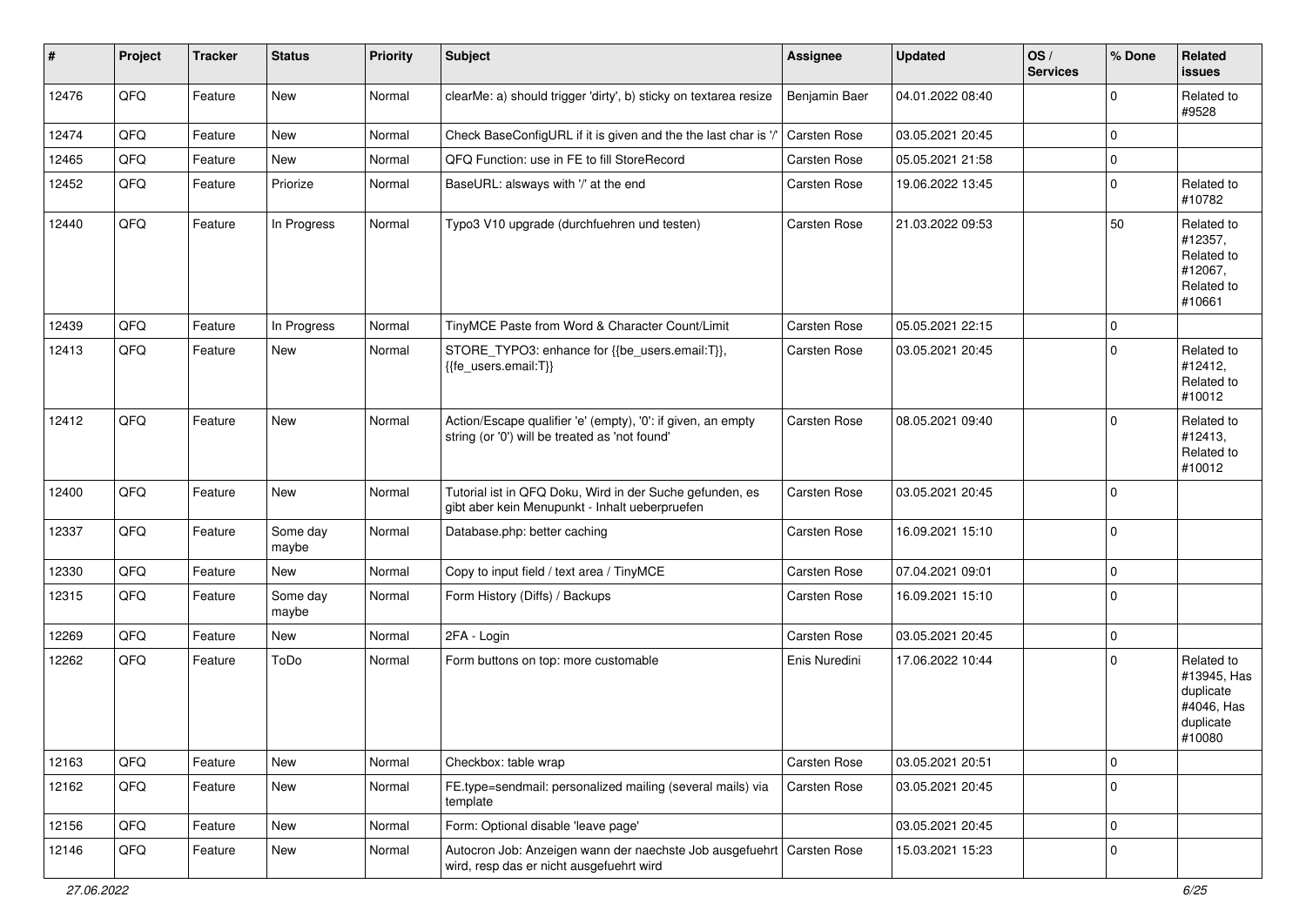| # | Project | Tracker | Status | Priority | Subject | Assignee | Updated | OS / Services | % Done | Related issues |
|---|---|---|---|---|---|---|---|---|---|---|
| 12476 | QFQ | Feature | New | Normal | clearMe: a) should trigger 'dirty', b) sticky on textarea resize | Benjamin Baer | 04.01.2022 08:40 | | 0 | Related to #9528 |
| 12474 | QFQ | Feature | New | Normal | Check BaseConfigURL if it is given and the the last char is '/' | Carsten Rose | 03.05.2021 20:45 | | 0 | |
| 12465 | QFQ | Feature | New | Normal | QFQ Function: use in FE to fill StoreRecord | Carsten Rose | 05.05.2021 21:58 | | 0 | |
| 12452 | QFQ | Feature | Priorize | Normal | BaseURL: alsways with '/' at the end | Carsten Rose | 19.06.2022 13:45 | | 0 | Related to #10782 |
| 12440 | QFQ | Feature | In Progress | Normal | Typo3 V10 upgrade (durchfuehren und testen) | Carsten Rose | 21.03.2022 09:53 | | 50 | Related to #12357, Related to #12067, Related to #10661 |
| 12439 | QFQ | Feature | In Progress | Normal | TinyMCE Paste from Word & Character Count/Limit | Carsten Rose | 05.05.2021 22:15 | | 0 | |
| 12413 | QFQ | Feature | New | Normal | STORE_TYPO3: enhance for {{be_users.email:T}}, {{fe_users.email:T}} | Carsten Rose | 03.05.2021 20:45 | | 0 | Related to #12412, Related to #10012 |
| 12412 | QFQ | Feature | New | Normal | Action/Escape qualifier 'e' (empty), '0': if given, an empty string (or '0') will be treated as 'not found' | Carsten Rose | 08.05.2021 09:40 | | 0 | Related to #12413, Related to #10012 |
| 12400 | QFQ | Feature | New | Normal | Tutorial ist in QFQ Doku, Wird in der Suche gefunden, es gibt aber kein Menupunkt - Inhalt ueberpruefen | Carsten Rose | 03.05.2021 20:45 | | 0 | |
| 12337 | QFQ | Feature | Some day maybe | Normal | Database.php: better caching | Carsten Rose | 16.09.2021 15:10 | | 0 | |
| 12330 | QFQ | Feature | New | Normal | Copy to input field / text area / TinyMCE | Carsten Rose | 07.04.2021 09:01 | | 0 | |
| 12315 | QFQ | Feature | Some day maybe | Normal | Form History (Diffs) / Backups | Carsten Rose | 16.09.2021 15:10 | | 0 | |
| 12269 | QFQ | Feature | New | Normal | 2FA - Login | Carsten Rose | 03.05.2021 20:45 | | 0 | |
| 12262 | QFQ | Feature | ToDo | Normal | Form buttons on top: more customable | Enis Nuredini | 17.06.2022 10:44 | | 0 | Related to #13945, Has duplicate #4046, Has duplicate #10080 |
| 12163 | QFQ | Feature | New | Normal | Checkbox: table wrap | Carsten Rose | 03.05.2021 20:51 | | 0 | |
| 12162 | QFQ | Feature | New | Normal | FE.type=sendmail: personalized mailing (several mails) via template | Carsten Rose | 03.05.2021 20:45 | | 0 | |
| 12156 | QFQ | Feature | New | Normal | Form: Optional disable 'leave page' | | 03.05.2021 20:45 | | 0 | |
| 12146 | QFQ | Feature | New | Normal | Autocron Job: Anzeigen wann der naechste Job ausgefuehrt wird, resp das er nicht ausgefuehrt wird | Carsten Rose | 15.03.2021 15:23 | | 0 | |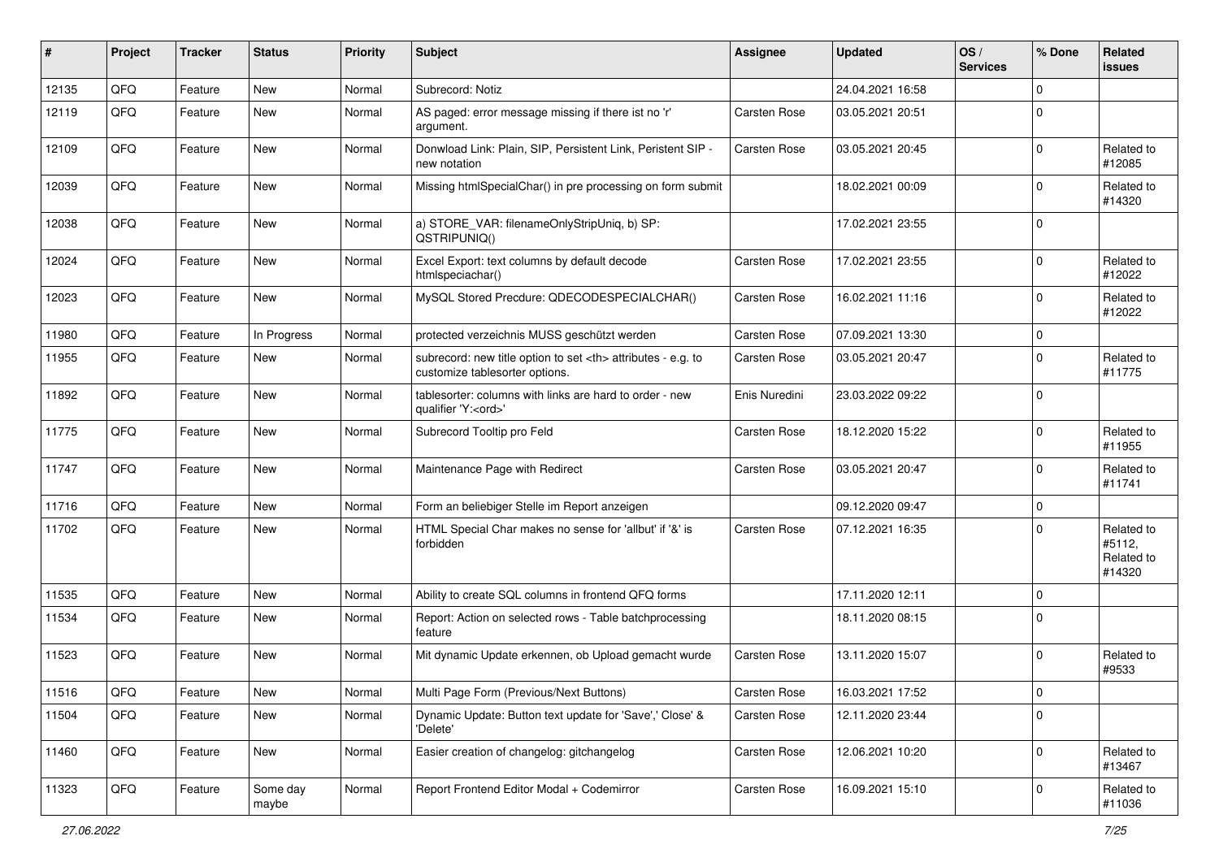| # | Project | Tracker | Status | Priority | Subject | Assignee | Updated | OS / Services | % Done | Related issues |
|---|---|---|---|---|---|---|---|---|---|---|
| 12135 | QFQ | Feature | New | Normal | Subrecord: Notiz | | 24.04.2021 16:58 | | 0 | |
| 12119 | QFQ | Feature | New | Normal | AS paged: error message missing if there ist no 'r' argument. | Carsten Rose | 03.05.2021 20:51 | | 0 | |
| 12109 | QFQ | Feature | New | Normal | Donwload Link: Plain, SIP, Persistent Link, Peristent SIP - new notation | Carsten Rose | 03.05.2021 20:45 | | 0 | Related to #12085 |
| 12039 | QFQ | Feature | New | Normal | Missing htmlSpecialChar() in pre processing on form submit | | 18.02.2021 00:09 | | 0 | Related to #14320 |
| 12038 | QFQ | Feature | New | Normal | a) STORE_VAR: filenameOnlyStripUniq, b) SP: QSTRIPUNIQ() | | 17.02.2021 23:55 | | 0 | |
| 12024 | QFQ | Feature | New | Normal | Excel Export: text columns by default decode htmlspeciachar() | Carsten Rose | 17.02.2021 23:55 | | 0 | Related to #12022 |
| 12023 | QFQ | Feature | New | Normal | MySQL Stored Precdure: QDECODESPECIALCHAR() | Carsten Rose | 16.02.2021 11:16 | | 0 | Related to #12022 |
| 11980 | QFQ | Feature | In Progress | Normal | protected verzeichnis MUSS geschützt werden | Carsten Rose | 07.09.2021 13:30 | | 0 | |
| 11955 | QFQ | Feature | New | Normal | subrecord: new title option to set <th> attributes - e.g. to customize tablesorter options. | Carsten Rose | 03.05.2021 20:47 | | 0 | Related to #11775 |
| 11892 | QFQ | Feature | New | Normal | tablesorter: columns with links are hard to order - new qualifier 'Y:<ord>' | Enis Nuredini | 23.03.2022 09:22 | | 0 | |
| 11775 | QFQ | Feature | New | Normal | Subrecord Tooltip pro Feld | Carsten Rose | 18.12.2020 15:22 | | 0 | Related to #11955 |
| 11747 | QFQ | Feature | New | Normal | Maintenance Page with Redirect | Carsten Rose | 03.05.2021 20:47 | | 0 | Related to #11741 |
| 11716 | QFQ | Feature | New | Normal | Form an beliebiger Stelle im Report anzeigen | | 09.12.2020 09:47 | | 0 | |
| 11702 | QFQ | Feature | New | Normal | HTML Special Char makes no sense for 'allbut' if '&' is forbidden | Carsten Rose | 07.12.2021 16:35 | | 0 | Related to #5112, Related to #14320 |
| 11535 | QFQ | Feature | New | Normal | Ability to create SQL columns in frontend QFQ forms | | 17.11.2020 12:11 | | 0 | |
| 11534 | QFQ | Feature | New | Normal | Report: Action on selected rows - Table batchprocessing feature | | 18.11.2020 08:15 | | 0 | |
| 11523 | QFQ | Feature | New | Normal | Mit dynamic Update erkennen, ob Upload gemacht wurde | Carsten Rose | 13.11.2020 15:07 | | 0 | Related to #9533 |
| 11516 | QFQ | Feature | New | Normal | Multi Page Form (Previous/Next Buttons) | Carsten Rose | 16.03.2021 17:52 | | 0 | |
| 11504 | QFQ | Feature | New | Normal | Dynamic Update: Button text update for 'Save',' Close' & 'Delete' | Carsten Rose | 12.11.2020 23:44 | | 0 | |
| 11460 | QFQ | Feature | New | Normal | Easier creation of changelog: gitchangelog | Carsten Rose | 12.06.2021 10:20 | | 0 | Related to #13467 |
| 11323 | QFQ | Feature | Some day maybe | Normal | Report Frontend Editor Modal + Codemirror | Carsten Rose | 16.09.2021 15:10 | | 0 | Related to #11036 |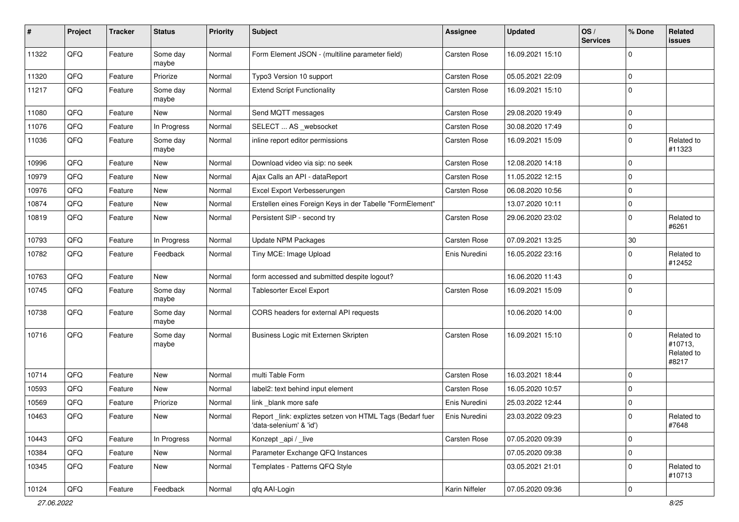| # | Project | Tracker | Status | Priority | Subject | Assignee | Updated | OS / Services | % Done | Related issues |
|---|---|---|---|---|---|---|---|---|---|---|
| 11322 | QFQ | Feature | Some day maybe | Normal | Form Element JSON - (multiline parameter field) | Carsten Rose | 16.09.2021 15:10 | | 0 | |
| 11320 | QFQ | Feature | Priorize | Normal | Typo3 Version 10 support | Carsten Rose | 05.05.2021 22:09 | | 0 | |
| 11217 | QFQ | Feature | Some day maybe | Normal | Extend Script Functionality | Carsten Rose | 16.09.2021 15:10 | | 0 | |
| 11080 | QFQ | Feature | New | Normal | Send MQTT messages | Carsten Rose | 29.08.2020 19:49 | | 0 | |
| 11076 | QFQ | Feature | In Progress | Normal | SELECT ... AS _websocket | Carsten Rose | 30.08.2020 17:49 | | 0 | |
| 11036 | QFQ | Feature | Some day maybe | Normal | inline report editor permissions | Carsten Rose | 16.09.2021 15:09 | | 0 | Related to #11323 |
| 10996 | QFQ | Feature | New | Normal | Download video via sip: no seek | Carsten Rose | 12.08.2020 14:18 | | 0 | |
| 10979 | QFQ | Feature | New | Normal | Ajax Calls an API - dataReport | Carsten Rose | 11.05.2022 12:15 | | 0 | |
| 10976 | QFQ | Feature | New | Normal | Excel Export Verbesserungen | Carsten Rose | 06.08.2020 10:56 | | 0 | |
| 10874 | QFQ | Feature | New | Normal | Erstellen eines Foreign Keys in der Tabelle "FormElement" | | 13.07.2020 10:11 | | 0 | |
| 10819 | QFQ | Feature | New | Normal | Persistent SIP - second try | Carsten Rose | 29.06.2020 23:02 | | 0 | Related to #6261 |
| 10793 | QFQ | Feature | In Progress | Normal | Update NPM Packages | Carsten Rose | 07.09.2021 13:25 | | 30 | |
| 10782 | QFQ | Feature | Feedback | Normal | Tiny MCE: Image Upload | Enis Nuredini | 16.05.2022 23:16 | | 0 | Related to #12452 |
| 10763 | QFQ | Feature | New | Normal | form accessed and submitted despite logout? | | 16.06.2020 11:43 | | 0 | |
| 10745 | QFQ | Feature | Some day maybe | Normal | Tablesorter Excel Export | Carsten Rose | 16.09.2021 15:09 | | 0 | |
| 10738 | QFQ | Feature | Some day maybe | Normal | CORS headers for external API requests | | 10.06.2020 14:00 | | 0 | |
| 10716 | QFQ | Feature | Some day maybe | Normal | Business Logic mit Externen Skripten | Carsten Rose | 16.09.2021 15:10 | | 0 | Related to #10713, Related to #8217 |
| 10714 | QFQ | Feature | New | Normal | multi Table Form | Carsten Rose | 16.03.2021 18:44 | | 0 | |
| 10593 | QFQ | Feature | New | Normal | label2: text behind input element | Carsten Rose | 16.05.2020 10:57 | | 0 | |
| 10569 | QFQ | Feature | Priorize | Normal | link _blank more safe | Enis Nuredini | 25.03.2022 12:44 | | 0 | |
| 10463 | QFQ | Feature | New | Normal | Report _link: expliztes setzen von HTML Tags (Bedarf fuer 'data-selenium' & 'id') | Enis Nuredini | 23.03.2022 09:23 | | 0 | Related to #7648 |
| 10443 | QFQ | Feature | In Progress | Normal | Konzept _api / _live | Carsten Rose | 07.05.2020 09:39 | | 0 | |
| 10384 | QFQ | Feature | New | Normal | Parameter Exchange QFQ Instances | | 07.05.2020 09:38 | | 0 | |
| 10345 | QFQ | Feature | New | Normal | Templates - Patterns QFQ Style | | 03.05.2021 21:01 | | 0 | Related to #10713 |
| 10124 | QFQ | Feature | Feedback | Normal | qfq AAI-Login | Karin Niffeler | 07.05.2020 09:36 | | 0 | |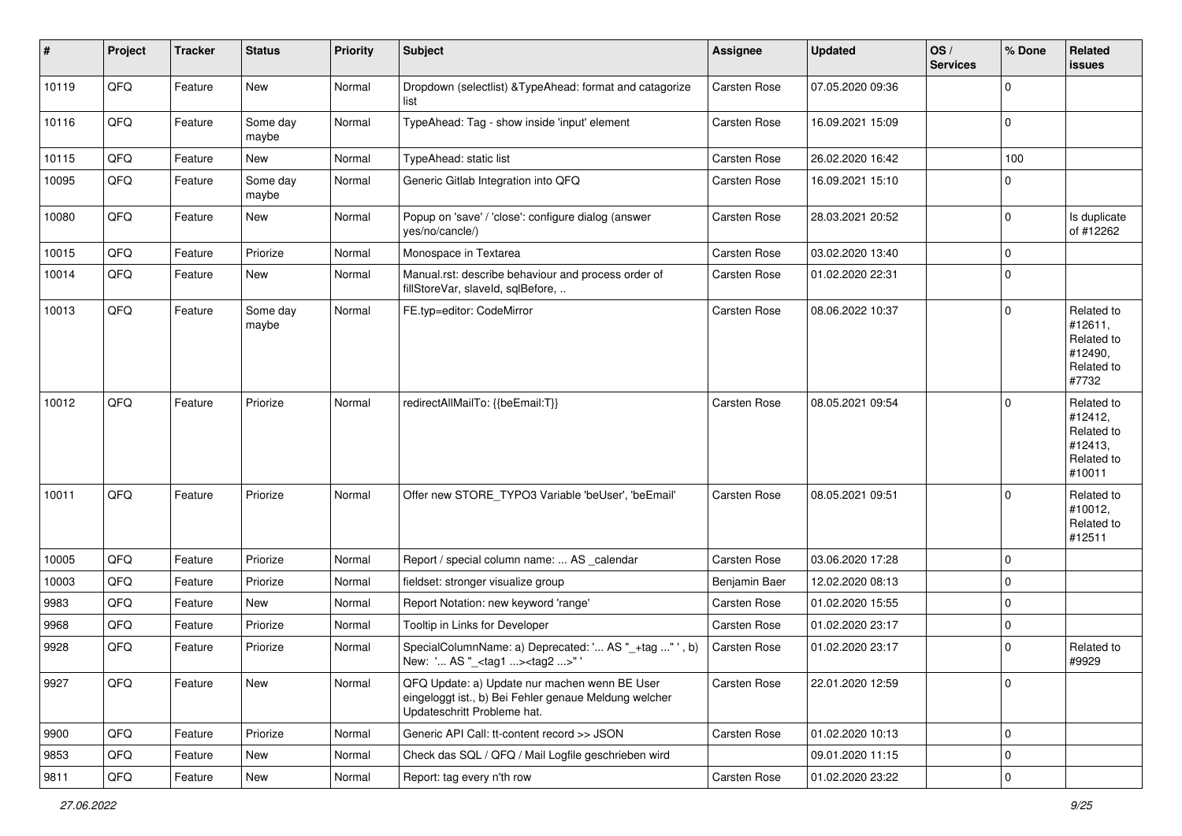| # | Project | Tracker | Status | Priority | Subject | Assignee | Updated | OS / Services | % Done | Related issues |
|---|---|---|---|---|---|---|---|---|---|---|
| 10119 | QFQ | Feature | New | Normal | Dropdown (selectlist) &TypeAhead: format and catagorize list | Carsten Rose | 07.05.2020 09:36 | | 0 | |
| 10116 | QFQ | Feature | Some day maybe | Normal | TypeAhead: Tag - show inside 'input' element | Carsten Rose | 16.09.2021 15:09 | | 0 | |
| 10115 | QFQ | Feature | New | Normal | TypeAhead: static list | Carsten Rose | 26.02.2020 16:42 | | 100 | |
| 10095 | QFQ | Feature | Some day maybe | Normal | Generic Gitlab Integration into QFQ | Carsten Rose | 16.09.2021 15:10 | | 0 | |
| 10080 | QFQ | Feature | New | Normal | Popup on 'save' / 'close': configure dialog (answer yes/no/cancle/) | Carsten Rose | 28.03.2021 20:52 | | 0 | Is duplicate of #12262 |
| 10015 | QFQ | Feature | Priorize | Normal | Monospace in Textarea | Carsten Rose | 03.02.2020 13:40 | | 0 | |
| 10014 | QFQ | Feature | New | Normal | Manual.rst: describe behaviour and process order of fillStoreVar, slaveId, sqlBefore, .. | Carsten Rose | 01.02.2020 22:31 | | 0 | |
| 10013 | QFQ | Feature | Some day maybe | Normal | FE.typ=editor: CodeMirror | Carsten Rose | 08.06.2022 10:37 | | 0 | Related to #12611, Related to #12490, Related to #7732 |
| 10012 | QFQ | Feature | Priorize | Normal | redirectAllMailTo: {{beEmail:T}} | Carsten Rose | 08.05.2021 09:54 | | 0 | Related to #12412, Related to #12413, Related to #10011 |
| 10011 | QFQ | Feature | Priorize | Normal | Offer new STORE_TYPO3 Variable 'beUser', 'beEmail' | Carsten Rose | 08.05.2021 09:51 | | 0 | Related to #10012, Related to #12511 |
| 10005 | QFQ | Feature | Priorize | Normal | Report / special column name: ... AS _calendar | Carsten Rose | 03.06.2020 17:28 | | 0 | |
| 10003 | QFQ | Feature | Priorize | Normal | fieldset: stronger visualize group | Benjamin Baer | 12.02.2020 08:13 | | 0 | |
| 9983 | QFQ | Feature | New | Normal | Report Notation: new keyword 'range' | Carsten Rose | 01.02.2020 15:55 | | 0 | |
| 9968 | QFQ | Feature | Priorize | Normal | Tooltip in Links for Developer | Carsten Rose | 01.02.2020 23:17 | | 0 | |
| 9928 | QFQ | Feature | Priorize | Normal | SpecialColumnName: a) Deprecated: '... AS "_+tag ..." ', b) New: '... AS "_<tag1 ...><tag2 ...>" ' | Carsten Rose | 01.02.2020 23:17 | | 0 | Related to #9929 |
| 9927 | QFQ | Feature | New | Normal | QFQ Update: a) Update nur machen wenn BE User eingeloggt ist., b) Bei Fehler genaue Meldung welcher Updateschritt Probleme hat. | Carsten Rose | 22.01.2020 12:59 | | 0 | |
| 9900 | QFQ | Feature | Priorize | Normal | Generic API Call: tt-content record >> JSON | Carsten Rose | 01.02.2020 10:13 | | 0 | |
| 9853 | QFQ | Feature | New | Normal | Check das SQL / QFQ / Mail Logfile geschrieben wird | | 09.01.2020 11:15 | | 0 | |
| 9811 | QFQ | Feature | New | Normal | Report: tag every n'th row | Carsten Rose | 01.02.2020 23:22 | | 0 | |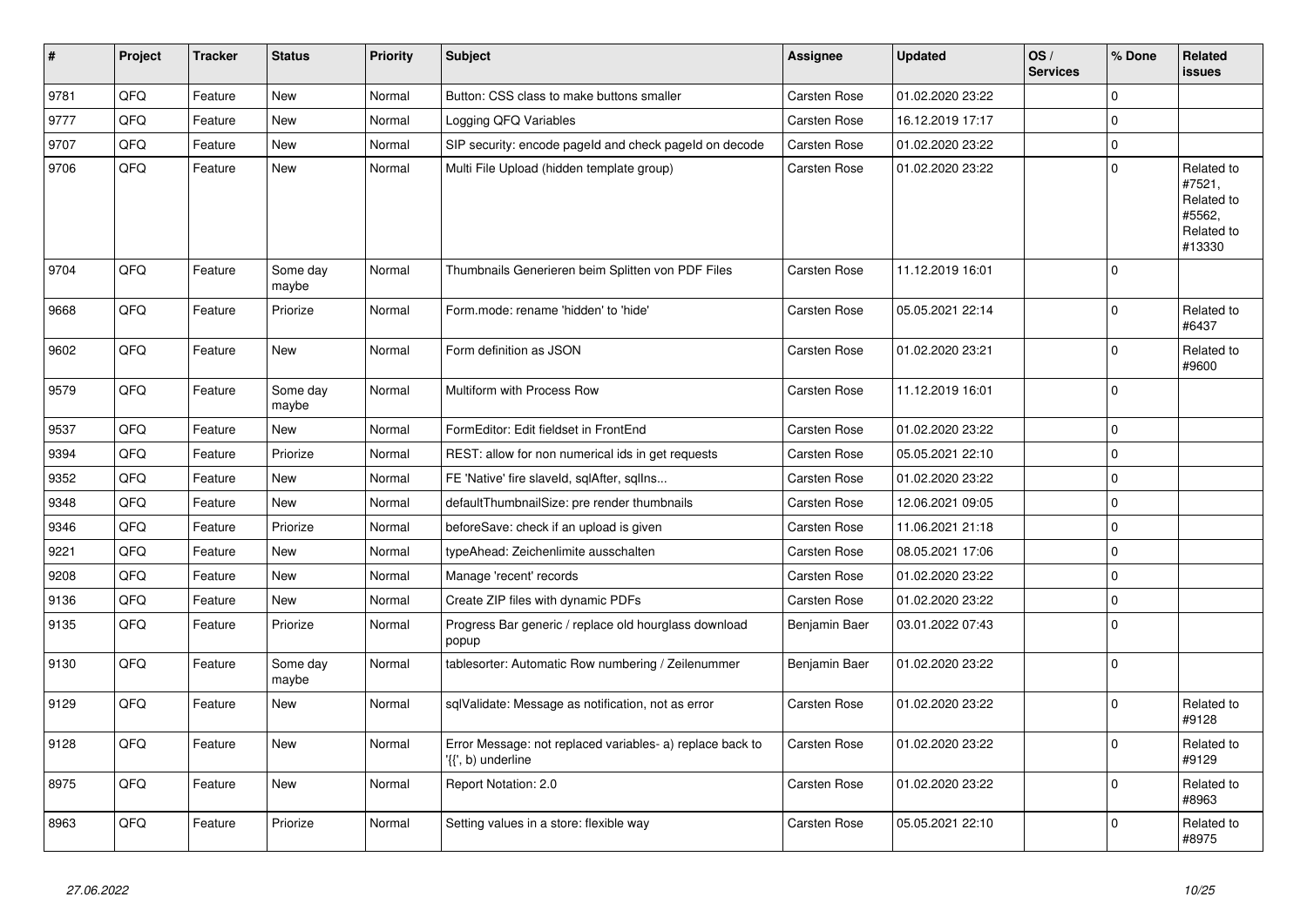| # | Project | Tracker | Status | Priority | Subject | Assignee | Updated | OS / Services | % Done | Related issues |
|---|---|---|---|---|---|---|---|---|---|---|
| 9781 | QFQ | Feature | New | Normal | Button: CSS class to make buttons smaller | Carsten Rose | 01.02.2020 23:22 | | 0 | |
| 9777 | QFQ | Feature | New | Normal | Logging QFQ Variables | Carsten Rose | 16.12.2019 17:17 | | 0 | |
| 9707 | QFQ | Feature | New | Normal | SIP security: encode pageId and check pageId on decode | Carsten Rose | 01.02.2020 23:22 | | 0 | |
| 9706 | QFQ | Feature | New | Normal | Multi File Upload (hidden template group) | Carsten Rose | 01.02.2020 23:22 | | 0 | Related to #7521, Related to #5562, Related to #13330 |
| 9704 | QFQ | Feature | Some day maybe | Normal | Thumbnails Generieren beim Splitten von PDF Files | Carsten Rose | 11.12.2019 16:01 | | 0 | |
| 9668 | QFQ | Feature | Priorize | Normal | Form.mode: rename 'hidden' to 'hide' | Carsten Rose | 05.05.2021 22:14 | | 0 | Related to #6437 |
| 9602 | QFQ | Feature | New | Normal | Form definition as JSON | Carsten Rose | 01.02.2020 23:21 | | 0 | Related to #9600 |
| 9579 | QFQ | Feature | Some day maybe | Normal | Multiform with Process Row | Carsten Rose | 11.12.2019 16:01 | | 0 | |
| 9537 | QFQ | Feature | New | Normal | FormEditor: Edit fieldset in FrontEnd | Carsten Rose | 01.02.2020 23:22 | | 0 | |
| 9394 | QFQ | Feature | Priorize | Normal | REST: allow for non numerical ids in get requests | Carsten Rose | 05.05.2021 22:10 | | 0 | |
| 9352 | QFQ | Feature | New | Normal | FE 'Native' fire slaveId, sqlAfter, sqlIns... | Carsten Rose | 01.02.2020 23:22 | | 0 | |
| 9348 | QFQ | Feature | New | Normal | defaultThumbnailSize: pre render thumbnails | Carsten Rose | 12.06.2021 09:05 | | 0 | |
| 9346 | QFQ | Feature | Priorize | Normal | beforeSave: check if an upload is given | Carsten Rose | 11.06.2021 21:18 | | 0 | |
| 9221 | QFQ | Feature | New | Normal | typeAhead: Zeichenlimite ausschalten | Carsten Rose | 08.05.2021 17:06 | | 0 | |
| 9208 | QFQ | Feature | New | Normal | Manage 'recent' records | Carsten Rose | 01.02.2020 23:22 | | 0 | |
| 9136 | QFQ | Feature | New | Normal | Create ZIP files with dynamic PDFs | Carsten Rose | 01.02.2020 23:22 | | 0 | |
| 9135 | QFQ | Feature | Priorize | Normal | Progress Bar generic / replace old hourglass download popup | Benjamin Baer | 03.01.2022 07:43 | | 0 | |
| 9130 | QFQ | Feature | Some day maybe | Normal | tablesorter: Automatic Row numbering / Zeilenummer | Benjamin Baer | 01.02.2020 23:22 | | 0 | |
| 9129 | QFQ | Feature | New | Normal | sqlValidate: Message as notification, not as error | Carsten Rose | 01.02.2020 23:22 | | 0 | Related to #9128 |
| 9128 | QFQ | Feature | New | Normal | Error Message: not replaced variables- a) replace back to '{{', b) underline | Carsten Rose | 01.02.2020 23:22 | | 0 | Related to #9129 |
| 8975 | QFQ | Feature | New | Normal | Report Notation: 2.0 | Carsten Rose | 01.02.2020 23:22 | | 0 | Related to #8963 |
| 8963 | QFQ | Feature | Priorize | Normal | Setting values in a store: flexible way | Carsten Rose | 05.05.2021 22:10 | | 0 | Related to #8975 |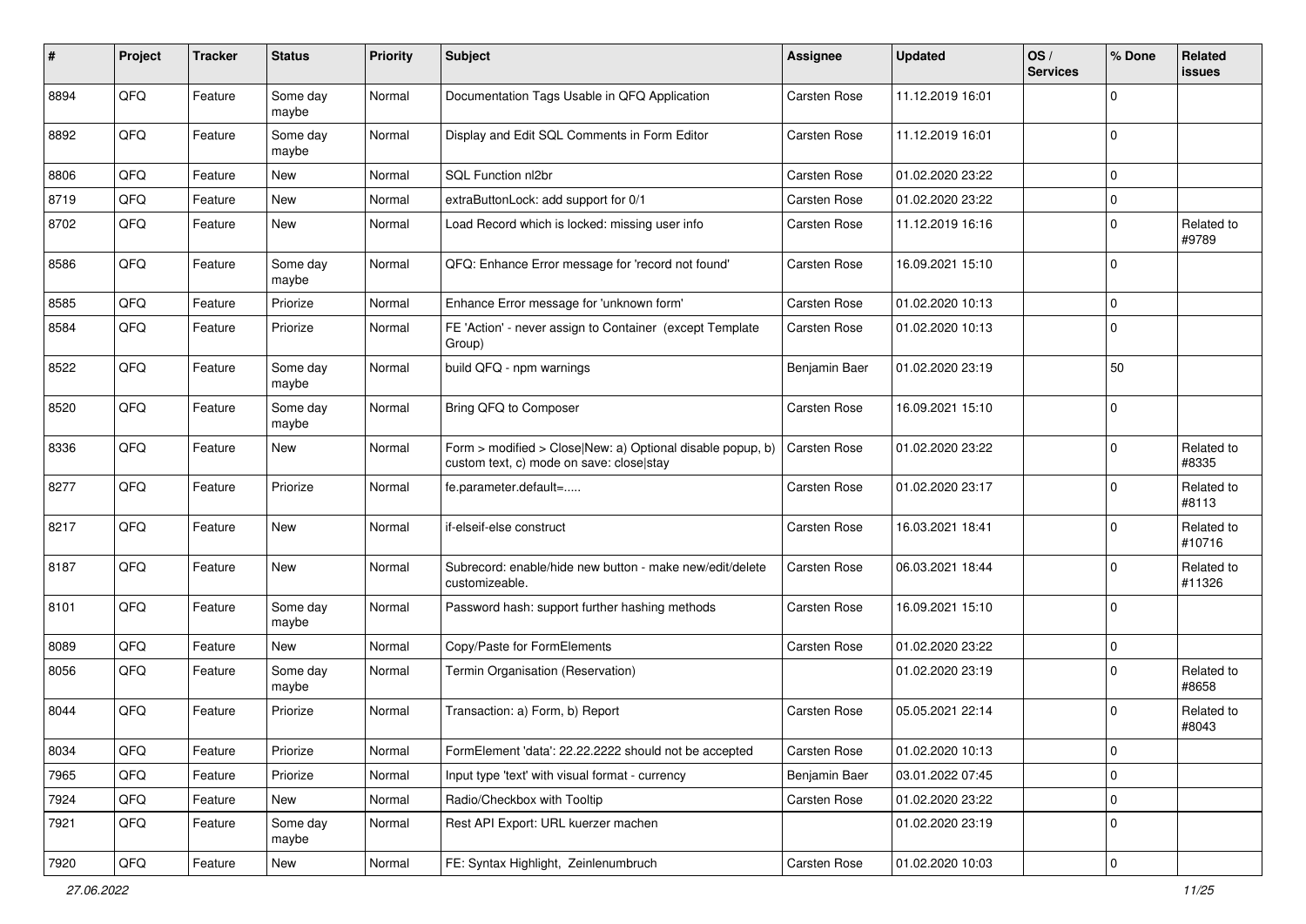| # | Project | Tracker | Status | Priority | Subject | Assignee | Updated | OS / Services | % Done | Related issues |
|---|---|---|---|---|---|---|---|---|---|---|
| 8894 | QFQ | Feature | Some day maybe | Normal | Documentation Tags Usable in QFQ Application | Carsten Rose | 11.12.2019 16:01 | | 0 | |
| 8892 | QFQ | Feature | Some day maybe | Normal | Display and Edit SQL Comments in Form Editor | Carsten Rose | 11.12.2019 16:01 | | 0 | |
| 8806 | QFQ | Feature | New | Normal | SQL Function nl2br | Carsten Rose | 01.02.2020 23:22 | | 0 | |
| 8719 | QFQ | Feature | New | Normal | extraButtonLock: add support for 0/1 | Carsten Rose | 01.02.2020 23:22 | | 0 | |
| 8702 | QFQ | Feature | New | Normal | Load Record which is locked: missing user info | Carsten Rose | 11.12.2019 16:16 | | 0 | Related to #9789 |
| 8586 | QFQ | Feature | Some day maybe | Normal | QFQ: Enhance Error message for 'record not found' | Carsten Rose | 16.09.2021 15:10 | | 0 | |
| 8585 | QFQ | Feature | Priorize | Normal | Enhance Error message for 'unknown form' | Carsten Rose | 01.02.2020 10:13 | | 0 | |
| 8584 | QFQ | Feature | Priorize | Normal | FE 'Action' - never assign to Container (except Template Group) | Carsten Rose | 01.02.2020 10:13 | | 0 | |
| 8522 | QFQ | Feature | Some day maybe | Normal | build QFQ - npm warnings | Benjamin Baer | 01.02.2020 23:19 | | 50 | |
| 8520 | QFQ | Feature | Some day maybe | Normal | Bring QFQ to Composer | Carsten Rose | 16.09.2021 15:10 | | 0 | |
| 8336 | QFQ | Feature | New | Normal | Form > modified > Close\|New: a) Optional disable popup, b) custom text, c) mode on save: close\|stay | Carsten Rose | 01.02.2020 23:22 | | 0 | Related to #8335 |
| 8277 | QFQ | Feature | Priorize | Normal | fe.parameter.default=..... | Carsten Rose | 01.02.2020 23:17 | | 0 | Related to #8113 |
| 8217 | QFQ | Feature | New | Normal | if-elseif-else construct | Carsten Rose | 16.03.2021 18:41 | | 0 | Related to #10716 |
| 8187 | QFQ | Feature | New | Normal | Subrecord: enable/hide new button - make new/edit/delete customizeable. | Carsten Rose | 06.03.2021 18:44 | | 0 | Related to #11326 |
| 8101 | QFQ | Feature | Some day maybe | Normal | Password hash: support further hashing methods | Carsten Rose | 16.09.2021 15:10 | | 0 | |
| 8089 | QFQ | Feature | New | Normal | Copy/Paste for FormElements | Carsten Rose | 01.02.2020 23:22 | | 0 | |
| 8056 | QFQ | Feature | Some day maybe | Normal | Termin Organisation (Reservation) | | 01.02.2020 23:19 | | 0 | Related to #8658 |
| 8044 | QFQ | Feature | Priorize | Normal | Transaction: a) Form, b) Report | Carsten Rose | 05.05.2021 22:14 | | 0 | Related to #8043 |
| 8034 | QFQ | Feature | Priorize | Normal | FormElement 'data': 22.22.2222 should not be accepted | Carsten Rose | 01.02.2020 10:13 | | 0 | |
| 7965 | QFQ | Feature | Priorize | Normal | Input type 'text' with visual format - currency | Benjamin Baer | 03.01.2022 07:45 | | 0 | |
| 7924 | QFQ | Feature | New | Normal | Radio/Checkbox with Tooltip | Carsten Rose | 01.02.2020 23:22 | | 0 | |
| 7921 | QFQ | Feature | Some day maybe | Normal | Rest API Export: URL kuerzer machen | | 01.02.2020 23:19 | | 0 | |
| 7920 | QFQ | Feature | New | Normal | FE: Syntax Highlight, Zeinlenumbruch | Carsten Rose | 01.02.2020 10:03 | | 0 | |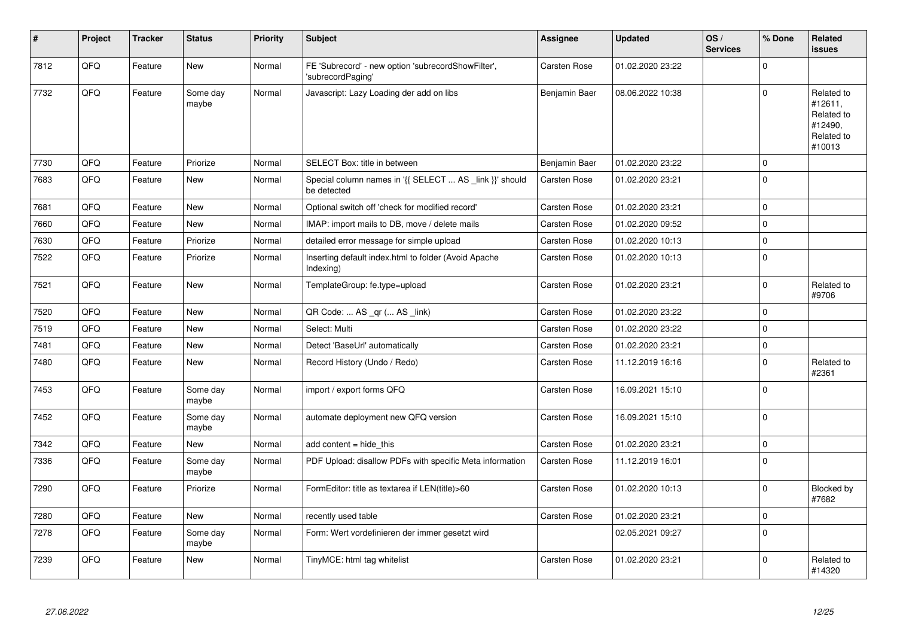| # | Project | Tracker | Status | Priority | Subject | Assignee | Updated | OS / Services | % Done | Related issues |
|---|---|---|---|---|---|---|---|---|---|---|
| 7812 | QFQ | Feature | New | Normal | FE 'Subrecord' - new option 'subrecordShowFilter', 'subrecordPaging' | Carsten Rose | 01.02.2020 23:22 | | 0 | |
| 7732 | QFQ | Feature | Some day maybe | Normal | Javascript: Lazy Loading der add on libs | Benjamin Baer | 08.06.2022 10:38 | | 0 | Related to #12611, Related to #12490, Related to #10013 |
| 7730 | QFQ | Feature | Priorize | Normal | SELECT Box: title in between | Benjamin Baer | 01.02.2020 23:22 | | 0 | |
| 7683 | QFQ | Feature | New | Normal | Special column names in '{{ SELECT ... AS _link }}' should be detected | Carsten Rose | 01.02.2020 23:21 | | 0 | |
| 7681 | QFQ | Feature | New | Normal | Optional switch off 'check for modified record' | Carsten Rose | 01.02.2020 23:21 | | 0 | |
| 7660 | QFQ | Feature | New | Normal | IMAP: import mails to DB, move / delete mails | Carsten Rose | 01.02.2020 09:52 | | 0 | |
| 7630 | QFQ | Feature | Priorize | Normal | detailed error message for simple upload | Carsten Rose | 01.02.2020 10:13 | | 0 | |
| 7522 | QFQ | Feature | Priorize | Normal | Inserting default index.html to folder (Avoid Apache Indexing) | Carsten Rose | 01.02.2020 10:13 | | 0 | |
| 7521 | QFQ | Feature | New | Normal | TemplateGroup: fe.type=upload | Carsten Rose | 01.02.2020 23:21 | | 0 | Related to #9706 |
| 7520 | QFQ | Feature | New | Normal | QR Code: ... AS _qr (... AS _link) | Carsten Rose | 01.02.2020 23:22 | | 0 | |
| 7519 | QFQ | Feature | New | Normal | Select: Multi | Carsten Rose | 01.02.2020 23:22 | | 0 | |
| 7481 | QFQ | Feature | New | Normal | Detect 'BaseUrl' automatically | Carsten Rose | 01.02.2020 23:21 | | 0 | |
| 7480 | QFQ | Feature | New | Normal | Record History (Undo / Redo) | Carsten Rose | 11.12.2019 16:16 | | 0 | Related to #2361 |
| 7453 | QFQ | Feature | Some day maybe | Normal | import / export forms QFQ | Carsten Rose | 16.09.2021 15:10 | | 0 | |
| 7452 | QFQ | Feature | Some day maybe | Normal | automate deployment new QFQ version | Carsten Rose | 16.09.2021 15:10 | | 0 | |
| 7342 | QFQ | Feature | New | Normal | add content = hide_this | Carsten Rose | 01.02.2020 23:21 | | 0 | |
| 7336 | QFQ | Feature | Some day maybe | Normal | PDF Upload: disallow PDFs with specific Meta information | Carsten Rose | 11.12.2019 16:01 | | 0 | |
| 7290 | QFQ | Feature | Priorize | Normal | FormEditor: title as textarea if LEN(title)>60 | Carsten Rose | 01.02.2020 10:13 | | 0 | Blocked by #7682 |
| 7280 | QFQ | Feature | New | Normal | recently used table | Carsten Rose | 01.02.2020 23:21 | | 0 | |
| 7278 | QFQ | Feature | Some day maybe | Normal | Form: Wert vordefinieren der immer gesetzt wird | | 02.05.2021 09:27 | | 0 | |
| 7239 | QFQ | Feature | New | Normal | TinyMCE: html tag whitelist | Carsten Rose | 01.02.2020 23:21 | | 0 | Related to #14320 |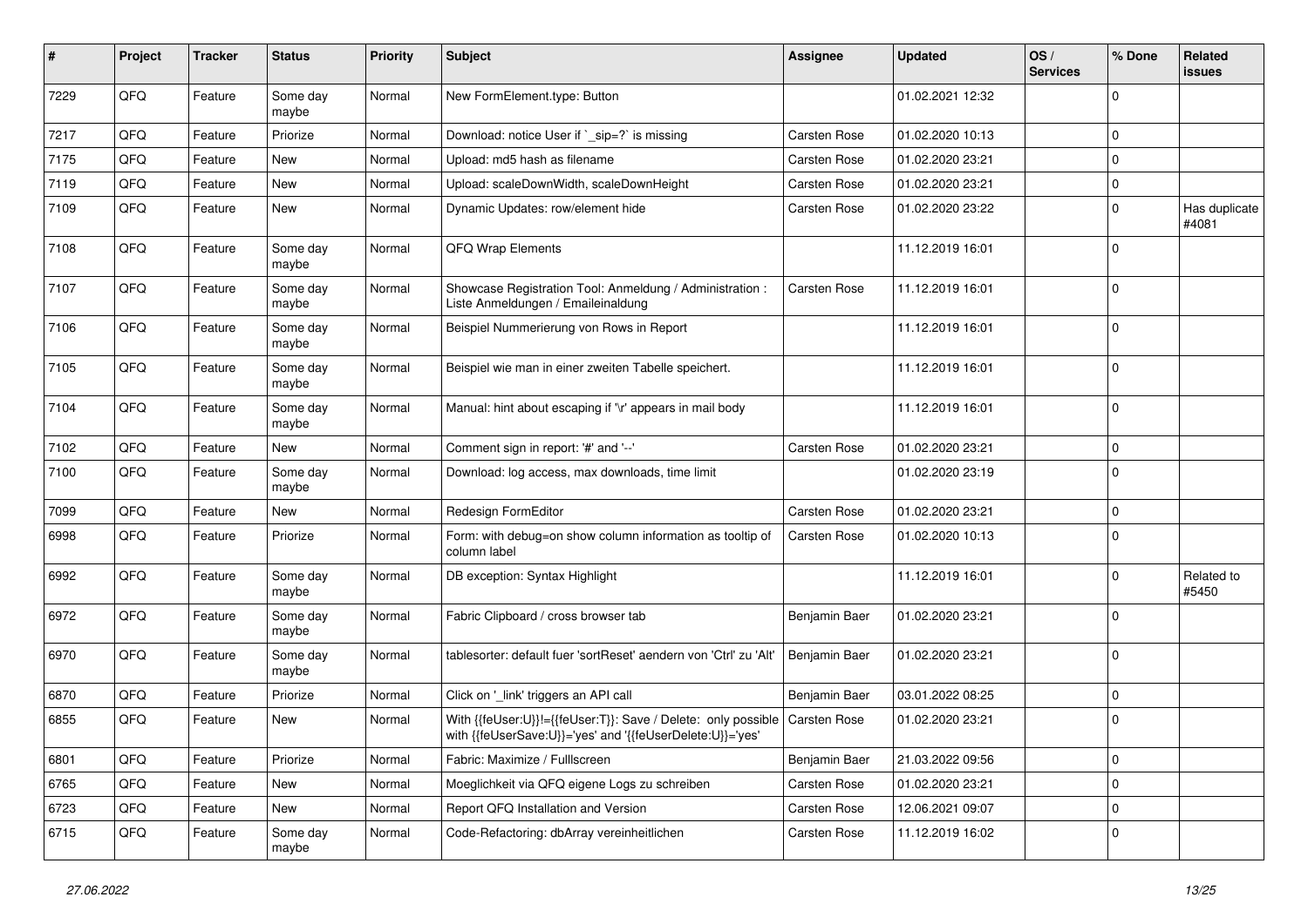| # | Project | Tracker | Status | Priority | Subject | Assignee | Updated | OS / Services | % Done | Related issues |
|---|---|---|---|---|---|---|---|---|---|---|
| 7229 | QFQ | Feature | Some day maybe | Normal | New FormElement.type: Button | | 01.02.2021 12:32 | | 0 | |
| 7217 | QFQ | Feature | Priorize | Normal | Download: notice User if `_sip=?` is missing | Carsten Rose | 01.02.2020 10:13 | | 0 | |
| 7175 | QFQ | Feature | New | Normal | Upload: md5 hash as filename | Carsten Rose | 01.02.2020 23:21 | | 0 | |
| 7119 | QFQ | Feature | New | Normal | Upload: scaleDownWidth, scaleDownHeight | Carsten Rose | 01.02.2020 23:21 | | 0 | |
| 7109 | QFQ | Feature | New | Normal | Dynamic Updates: row/element hide | Carsten Rose | 01.02.2020 23:22 | | 0 | Has duplicate #4081 |
| 7108 | QFQ | Feature | Some day maybe | Normal | QFQ Wrap Elements | | 11.12.2019 16:01 | | 0 | |
| 7107 | QFQ | Feature | Some day maybe | Normal | Showcase Registration Tool: Anmeldung / Administration : Liste Anmeldungen / Emaileinaldung | Carsten Rose | 11.12.2019 16:01 | | 0 | |
| 7106 | QFQ | Feature | Some day maybe | Normal | Beispiel Nummerierung von Rows in Report | | 11.12.2019 16:01 | | 0 | |
| 7105 | QFQ | Feature | Some day maybe | Normal | Beispiel wie man in einer zweiten Tabelle speichert. | | 11.12.2019 16:01 | | 0 | |
| 7104 | QFQ | Feature | Some day maybe | Normal | Manual: hint about escaping if '\r' appears in mail body | | 11.12.2019 16:01 | | 0 | |
| 7102 | QFQ | Feature | New | Normal | Comment sign in report: '#' and '--' | Carsten Rose | 01.02.2020 23:21 | | 0 | |
| 7100 | QFQ | Feature | Some day maybe | Normal | Download: log access, max downloads, time limit | | 01.02.2020 23:19 | | 0 | |
| 7099 | QFQ | Feature | New | Normal | Redesign FormEditor | Carsten Rose | 01.02.2020 23:21 | | 0 | |
| 6998 | QFQ | Feature | Priorize | Normal | Form: with debug=on show column information as tooltip of column label | Carsten Rose | 01.02.2020 10:13 | | 0 | |
| 6992 | QFQ | Feature | Some day maybe | Normal | DB exception: Syntax Highlight | | 11.12.2019 16:01 | | 0 | Related to #5450 |
| 6972 | QFQ | Feature | Some day maybe | Normal | Fabric Clipboard / cross browser tab | Benjamin Baer | 01.02.2020 23:21 | | 0 | |
| 6970 | QFQ | Feature | Some day maybe | Normal | tablesorter: default fuer 'sortReset' aendern von 'Ctrl' zu 'Alt' | Benjamin Baer | 01.02.2020 23:21 | | 0 | |
| 6870 | QFQ | Feature | Priorize | Normal | Click on '_link' triggers an API call | Benjamin Baer | 03.01.2022 08:25 | | 0 | |
| 6855 | QFQ | Feature | New | Normal | With {{feUser:U}}!={{feUser:T}}: Save / Delete: only possible with {{feUserSave:U}}='yes' and '{{feUserDelete:U}}='yes' | Carsten Rose | 01.02.2020 23:21 | | 0 | |
| 6801 | QFQ | Feature | Priorize | Normal | Fabric: Maximize / FullIscreen | Benjamin Baer | 21.03.2022 09:56 | | 0 | |
| 6765 | QFQ | Feature | New | Normal | Moeglichkeit via QFQ eigene Logs zu schreiben | Carsten Rose | 01.02.2020 23:21 | | 0 | |
| 6723 | QFQ | Feature | New | Normal | Report QFQ Installation and Version | Carsten Rose | 12.06.2021 09:07 | | 0 | |
| 6715 | QFQ | Feature | Some day maybe | Normal | Code-Refactoring: dbArray vereinheitlichen | Carsten Rose | 11.12.2019 16:02 | | 0 | |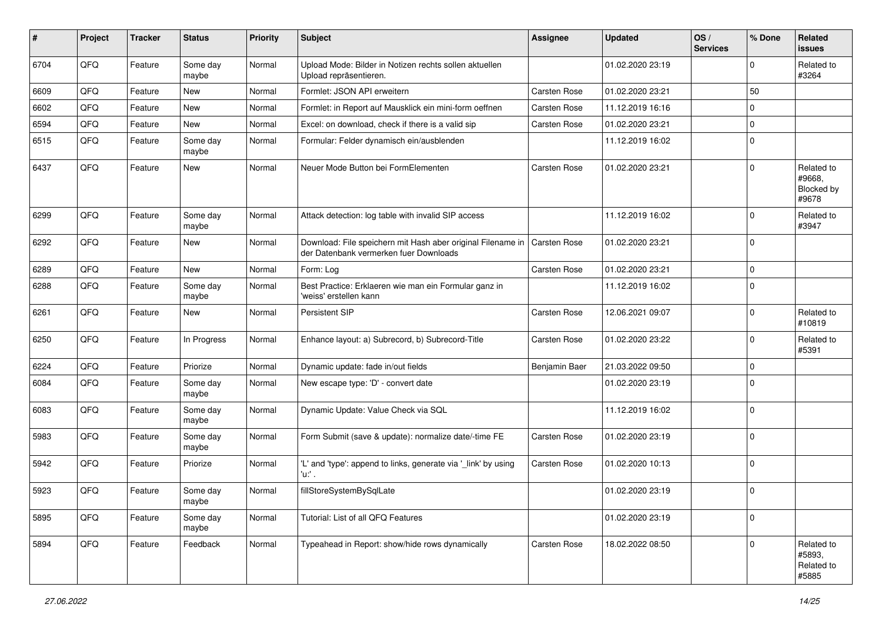| # | Project | Tracker | Status | Priority | Subject | Assignee | Updated | OS / Services | % Done | Related issues |
|---|---|---|---|---|---|---|---|---|---|---|
| 6704 | QFQ | Feature | Some day maybe | Normal | Upload Mode: Bilder in Notizen rechts sollen aktuellen Upload repräsentieren. | | 01.02.2020 23:19 | | 0 | Related to #3264 |
| 6609 | QFQ | Feature | New | Normal | Formlet: JSON API erweitern | Carsten Rose | 01.02.2020 23:21 | | 50 | |
| 6602 | QFQ | Feature | New | Normal | Formlet: in Report auf Mausklick ein mini-form oeffnen | Carsten Rose | 11.12.2019 16:16 | | 0 | |
| 6594 | QFQ | Feature | New | Normal | Excel: on download, check if there is a valid sip | Carsten Rose | 01.02.2020 23:21 | | 0 | |
| 6515 | QFQ | Feature | Some day maybe | Normal | Formular: Felder dynamisch ein/ausblenden | | 11.12.2019 16:02 | | 0 | |
| 6437 | QFQ | Feature | New | Normal | Neuer Mode Button bei FormElementen | Carsten Rose | 01.02.2020 23:21 | | 0 | Related to #9668, Blocked by #9678 |
| 6299 | QFQ | Feature | Some day maybe | Normal | Attack detection: log table with invalid SIP access | | 11.12.2019 16:02 | | 0 | Related to #3947 |
| 6292 | QFQ | Feature | New | Normal | Download: File speichern mit Hash aber original Filename in der Datenbank vermerken fuer Downloads | Carsten Rose | 01.02.2020 23:21 | | 0 | |
| 6289 | QFQ | Feature | New | Normal | Form: Log | Carsten Rose | 01.02.2020 23:21 | | 0 | |
| 6288 | QFQ | Feature | Some day maybe | Normal | Best Practice: Erklaeren wie man ein Formular ganz in 'weiss' erstellen kann | | 11.12.2019 16:02 | | 0 | |
| 6261 | QFQ | Feature | New | Normal | Persistent SIP | Carsten Rose | 12.06.2021 09:07 | | 0 | Related to #10819 |
| 6250 | QFQ | Feature | In Progress | Normal | Enhance layout: a) Subrecord, b) Subrecord-Title | Carsten Rose | 01.02.2020 23:22 | | 0 | Related to #5391 |
| 6224 | QFQ | Feature | Priorize | Normal | Dynamic update: fade in/out fields | Benjamin Baer | 21.03.2022 09:50 | | 0 | |
| 6084 | QFQ | Feature | Some day maybe | Normal | New escape type: 'D' - convert date | | 01.02.2020 23:19 | | 0 | |
| 6083 | QFQ | Feature | Some day maybe | Normal | Dynamic Update: Value Check via SQL | | 11.12.2019 16:02 | | 0 | |
| 5983 | QFQ | Feature | Some day maybe | Normal | Form Submit (save & update): normalize date/-time FE | Carsten Rose | 01.02.2020 23:19 | | 0 | |
| 5942 | QFQ | Feature | Priorize | Normal | 'L' and 'type': append to links, generate via '_link' by using 'u:' . | Carsten Rose | 01.02.2020 10:13 | | 0 | |
| 5923 | QFQ | Feature | Some day maybe | Normal | fillStoreSystemBySqlLate | | 01.02.2020 23:19 | | 0 | |
| 5895 | QFQ | Feature | Some day maybe | Normal | Tutorial: List of all QFQ Features | | 01.02.2020 23:19 | | 0 | |
| 5894 | QFQ | Feature | Feedback | Normal | Typeahead in Report: show/hide rows dynamically | Carsten Rose | 18.02.2022 08:50 | | 0 | Related to #5893, Related to #5885 |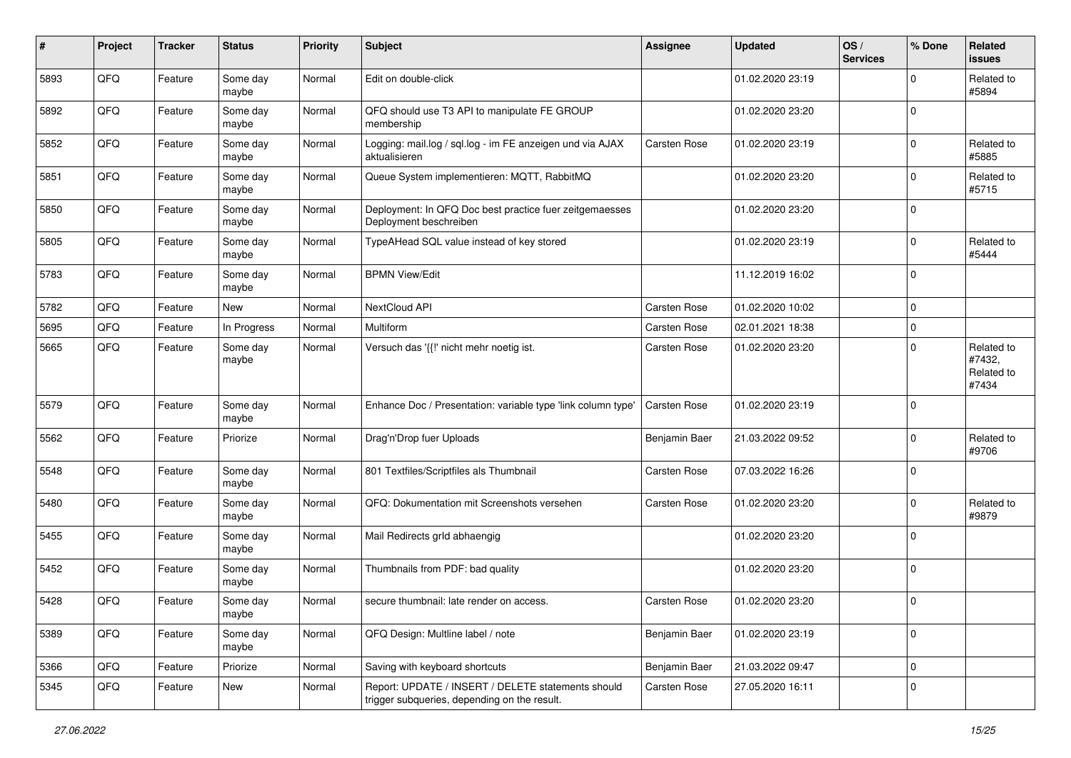| # | Project | Tracker | Status | Priority | Subject | Assignee | Updated | OS / Services | % Done | Related issues |
|---|---|---|---|---|---|---|---|---|---|---|
| 5893 | QFQ | Feature | Some day maybe | Normal | Edit on double-click | | 01.02.2020 23:19 | | 0 | Related to #5894 |
| 5892 | QFQ | Feature | Some day maybe | Normal | QFQ should use T3 API to manipulate FE GROUP membership | | 01.02.2020 23:20 | | 0 | |
| 5852 | QFQ | Feature | Some day maybe | Normal | Logging: mail.log / sql.log - im FE anzeigen und via AJAX aktualisieren | Carsten Rose | 01.02.2020 23:19 | | 0 | Related to #5885 |
| 5851 | QFQ | Feature | Some day maybe | Normal | Queue System implementieren: MQTT, RabbitMQ | | 01.02.2020 23:20 | | 0 | Related to #5715 |
| 5850 | QFQ | Feature | Some day maybe | Normal | Deployment: In QFQ Doc best practice fuer zeitgemaesses Deployment beschreiben | | 01.02.2020 23:20 | | 0 | |
| 5805 | QFQ | Feature | Some day maybe | Normal | TypeAHead SQL value instead of key stored | | 01.02.2020 23:19 | | 0 | Related to #5444 |
| 5783 | QFQ | Feature | Some day maybe | Normal | BPMN View/Edit | | 11.12.2019 16:02 | | 0 | |
| 5782 | QFQ | Feature | New | Normal | NextCloud API | Carsten Rose | 01.02.2020 10:02 | | 0 | |
| 5695 | QFQ | Feature | In Progress | Normal | Multiform | Carsten Rose | 02.01.2021 18:38 | | 0 | |
| 5665 | QFQ | Feature | Some day maybe | Normal | Versuch das '{{!' nicht mehr noetig ist. | Carsten Rose | 01.02.2020 23:20 | | 0 | Related to #7432, Related to #7434 |
| 5579 | QFQ | Feature | Some day maybe | Normal | Enhance Doc / Presentation: variable type 'link column type' | Carsten Rose | 01.02.2020 23:19 | | 0 | |
| 5562 | QFQ | Feature | Priorize | Normal | Drag'n'Drop fuer Uploads | Benjamin Baer | 21.03.2022 09:52 | | 0 | Related to #9706 |
| 5548 | QFQ | Feature | Some day maybe | Normal | 801 Textfiles/Scriptfiles als Thumbnail | Carsten Rose | 07.03.2022 16:26 | | 0 | |
| 5480 | QFQ | Feature | Some day maybe | Normal | QFQ: Dokumentation mit Screenshots versehen | Carsten Rose | 01.02.2020 23:20 | | 0 | Related to #9879 |
| 5455 | QFQ | Feature | Some day maybe | Normal | Mail Redirects grId abhaengig | | 01.02.2020 23:20 | | 0 | |
| 5452 | QFQ | Feature | Some day maybe | Normal | Thumbnails from PDF: bad quality | | 01.02.2020 23:20 | | 0 | |
| 5428 | QFQ | Feature | Some day maybe | Normal | secure thumbnail: late render on access. | Carsten Rose | 01.02.2020 23:20 | | 0 | |
| 5389 | QFQ | Feature | Some day maybe | Normal | QFQ Design: Multline label / note | Benjamin Baer | 01.02.2020 23:19 | | 0 | |
| 5366 | QFQ | Feature | Priorize | Normal | Saving with keyboard shortcuts | Benjamin Baer | 21.03.2022 09:47 | | 0 | |
| 5345 | QFQ | Feature | New | Normal | Report: UPDATE / INSERT / DELETE statements should trigger subqueries, depending on the result. | Carsten Rose | 27.05.2020 16:11 | | 0 | |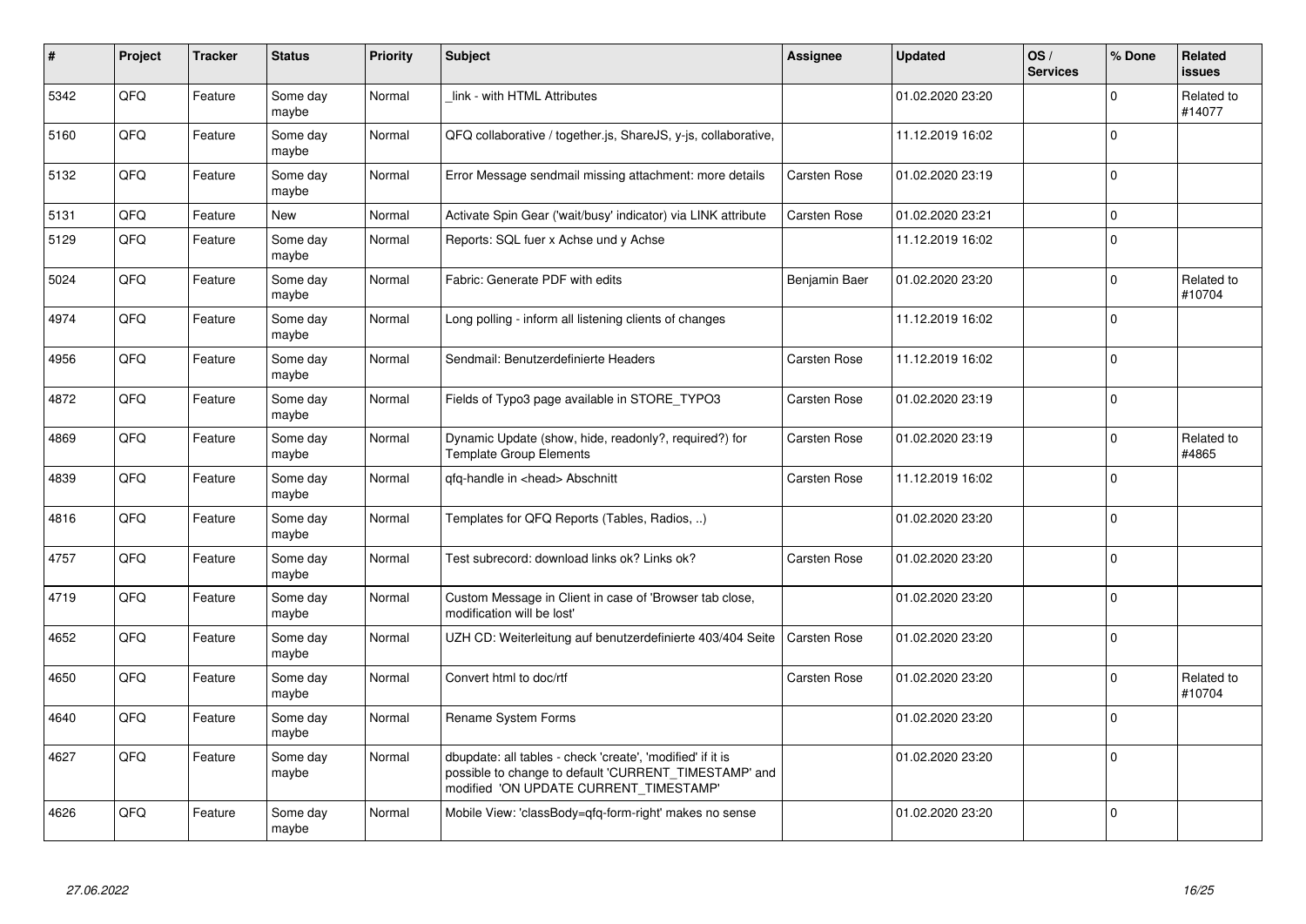| # | Project | Tracker | Status | Priority | Subject | Assignee | Updated | OS / Services | % Done | Related issues |
|---|---|---|---|---|---|---|---|---|---|---|
| 5342 | QFQ | Feature | Some day maybe | Normal | _link - with HTML Attributes | | 01.02.2020 23:20 | | 0 | Related to #14077 |
| 5160 | QFQ | Feature | Some day maybe | Normal | QFQ collaborative / together.js, ShareJS, y-js, collaborative, | | 11.12.2019 16:02 | | 0 | |
| 5132 | QFQ | Feature | Some day maybe | Normal | Error Message sendmail missing attachment: more details | Carsten Rose | 01.02.2020 23:19 | | 0 | |
| 5131 | QFQ | Feature | New | Normal | Activate Spin Gear ('wait/busy' indicator) via LINK attribute | Carsten Rose | 01.02.2020 23:21 | | 0 | |
| 5129 | QFQ | Feature | Some day maybe | Normal | Reports: SQL fuer x Achse und y Achse | | 11.12.2019 16:02 | | 0 | |
| 5024 | QFQ | Feature | Some day maybe | Normal | Fabric: Generate PDF with edits | Benjamin Baer | 01.02.2020 23:20 | | 0 | Related to #10704 |
| 4974 | QFQ | Feature | Some day maybe | Normal | Long polling - inform all listening clients of changes | | 11.12.2019 16:02 | | 0 | |
| 4956 | QFQ | Feature | Some day maybe | Normal | Sendmail: Benutzerdefinierte Headers | Carsten Rose | 11.12.2019 16:02 | | 0 | |
| 4872 | QFQ | Feature | Some day maybe | Normal | Fields of Typo3 page available in STORE_TYPO3 | Carsten Rose | 01.02.2020 23:19 | | 0 | |
| 4869 | QFQ | Feature | Some day maybe | Normal | Dynamic Update (show, hide, readonly?, required?) for Template Group Elements | Carsten Rose | 01.02.2020 23:19 | | 0 | Related to #4865 |
| 4839 | QFQ | Feature | Some day maybe | Normal | qfq-handle in <head> Abschnitt | Carsten Rose | 11.12.2019 16:02 | | 0 | |
| 4816 | QFQ | Feature | Some day maybe | Normal | Templates for QFQ Reports (Tables, Radios, ..) | | 01.02.2020 23:20 | | 0 | |
| 4757 | QFQ | Feature | Some day maybe | Normal | Test subrecord: download links ok? Links ok? | Carsten Rose | 01.02.2020 23:20 | | 0 | |
| 4719 | QFQ | Feature | Some day maybe | Normal | Custom Message in Client in case of 'Browser tab close, modification will be lost' | | 01.02.2020 23:20 | | 0 | |
| 4652 | QFQ | Feature | Some day maybe | Normal | UZH CD: Weiterleitung auf benutzerdefinierte 403/404 Seite | Carsten Rose | 01.02.2020 23:20 | | 0 | |
| 4650 | QFQ | Feature | Some day maybe | Normal | Convert html to doc/rtf | Carsten Rose | 01.02.2020 23:20 | | 0 | Related to #10704 |
| 4640 | QFQ | Feature | Some day maybe | Normal | Rename System Forms | | 01.02.2020 23:20 | | 0 | |
| 4627 | QFQ | Feature | Some day maybe | Normal | dbupdate: all tables - check 'create', 'modified' if it is possible to change to default 'CURRENT_TIMESTAMP' and modified 'ON UPDATE CURRENT_TIMESTAMP' | | 01.02.2020 23:20 | | 0 | |
| 4626 | QFQ | Feature | Some day maybe | Normal | Mobile View: 'classBody=qfq-form-right' makes no sense | | 01.02.2020 23:20 | | 0 | |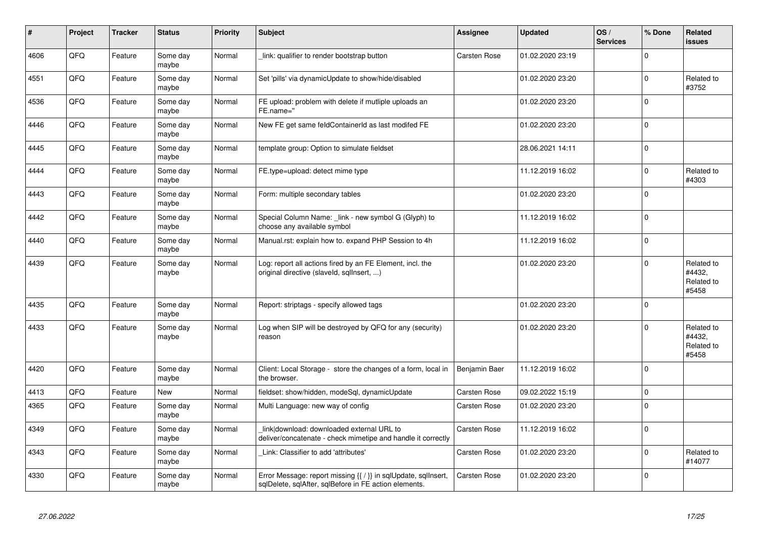| # | Project | Tracker | Status | Priority | Subject | Assignee | Updated | OS / Services | % Done | Related issues |
|---|---|---|---|---|---|---|---|---|---|---|
| 4606 | QFO | Feature | Some day maybe | Normal | _link: qualifier to render bootstrap button | Carsten Rose | 01.02.2020 23:19 | | 0 | |
| 4551 | QFQ | Feature | Some day maybe | Normal | Set 'pills' via dynamicUpdate to show/hide/disabled | | 01.02.2020 23:20 | | 0 | Related to #3752 |
| 4536 | QFQ | Feature | Some day maybe | Normal | FE upload: problem with delete if mutliple uploads an FE.name=" | | 01.02.2020 23:20 | | 0 | |
| 4446 | QFQ | Feature | Some day maybe | Normal | New FE get same feldContainerId as last modifed FE | | 01.02.2020 23:20 | | 0 | |
| 4445 | QFQ | Feature | Some day maybe | Normal | template group: Option to simulate fieldset | | 28.06.2021 14:11 | | 0 | |
| 4444 | QFQ | Feature | Some day maybe | Normal | FE.type=upload: detect mime type | | 11.12.2019 16:02 | | 0 | Related to #4303 |
| 4443 | QFQ | Feature | Some day maybe | Normal | Form: multiple secondary tables | | 01.02.2020 23:20 | | 0 | |
| 4442 | QFQ | Feature | Some day maybe | Normal | Special Column Name: _link - new symbol G (Glyph) to choose any available symbol | | 11.12.2019 16:02 | | 0 | |
| 4440 | QFQ | Feature | Some day maybe | Normal | Manual.rst: explain how to. expand PHP Session to 4h | | 11.12.2019 16:02 | | 0 | |
| 4439 | QFQ | Feature | Some day maybe | Normal | Log: report all actions fired by an FE Element, incl. the original directive (slaveId, sqlInsert, ...) | | 01.02.2020 23:20 | | 0 | Related to #4432, Related to #5458 |
| 4435 | QFQ | Feature | Some day maybe | Normal | Report: striptags - specify allowed tags | | 01.02.2020 23:20 | | 0 | |
| 4433 | QFQ | Feature | Some day maybe | Normal | Log when SIP will be destroyed by QFQ for any (security) reason | | 01.02.2020 23:20 | | 0 | Related to #4432, Related to #5458 |
| 4420 | QFQ | Feature | Some day maybe | Normal | Client: Local Storage - store the changes of a form, local in the browser. | Benjamin Baer | 11.12.2019 16:02 | | 0 | |
| 4413 | QFQ | Feature | New | Normal | fieldset: show/hidden, modeSql, dynamicUpdate | Carsten Rose | 09.02.2022 15:19 | | 0 | |
| 4365 | QFQ | Feature | Some day maybe | Normal | Multi Language: new way of config | Carsten Rose | 01.02.2020 23:20 | | 0 | |
| 4349 | QFQ | Feature | Some day maybe | Normal | link\|download: downloaded external URL to deliver/concatenate - check mimetipe and handle it correctly | Carsten Rose | 11.12.2019 16:02 | | 0 | |
| 4343 | QFQ | Feature | Some day maybe | Normal | _Link: Classifier to add 'attributes' | Carsten Rose | 01.02.2020 23:20 | | 0 | Related to #14077 |
| 4330 | QFQ | Feature | Some day maybe | Normal | Error Message: report missing {{ / }} in sqlUpdate, sqlInsert, sqlDelete, sqlAfter, sqlBefore in FE action elements. | Carsten Rose | 01.02.2020 23:20 | | 0 | |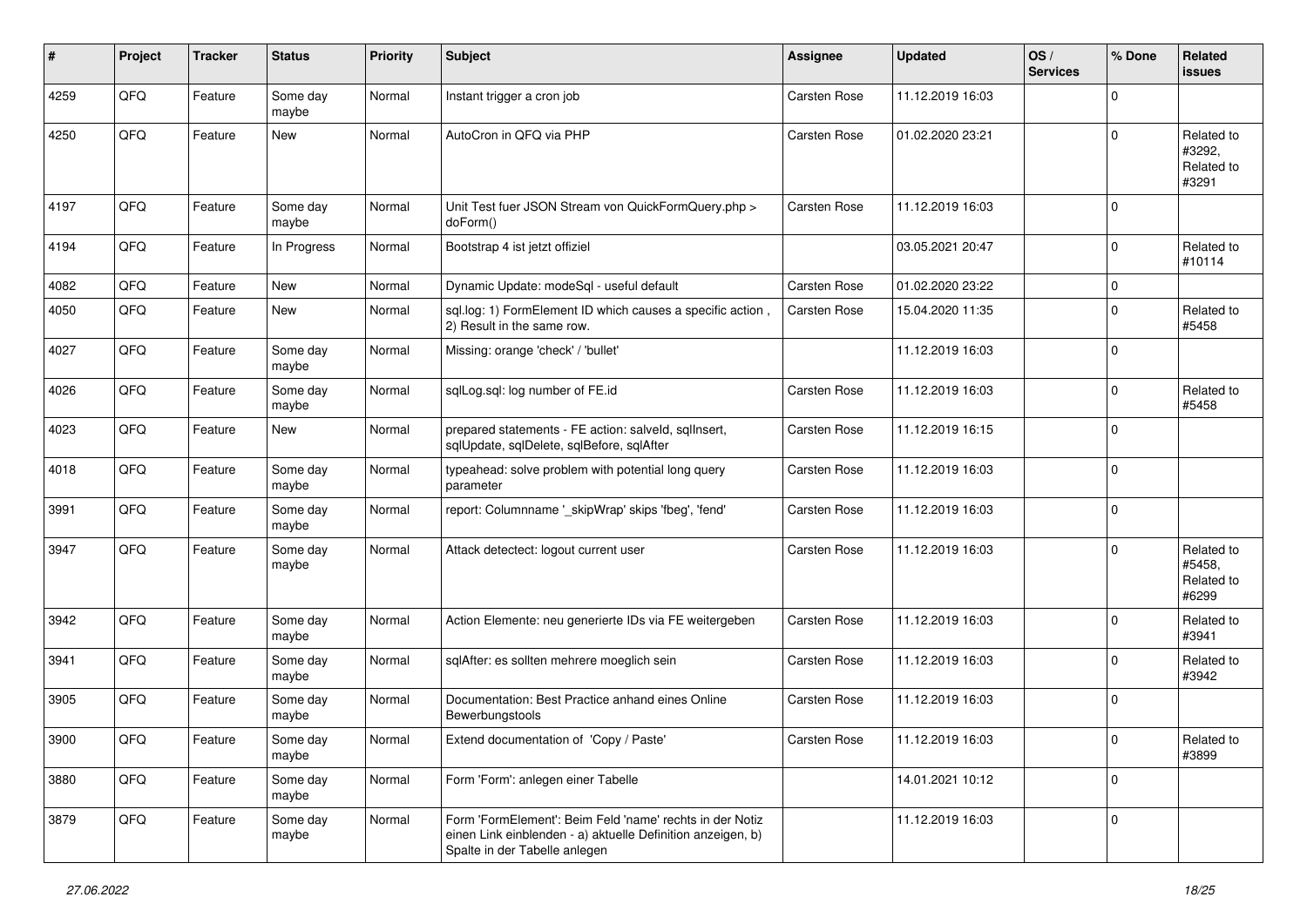| # | Project | Tracker | Status | Priority | Subject | Assignee | Updated | OS / Services | % Done | Related issues |
|---|---|---|---|---|---|---|---|---|---|---|
| 4259 | QFQ | Feature | Some day maybe | Normal | Instant trigger a cron job | Carsten Rose | 11.12.2019 16:03 | | 0 | |
| 4250 | QFQ | Feature | New | Normal | AutoCron in QFQ via PHP | Carsten Rose | 01.02.2020 23:21 | | 0 | Related to #3292, Related to #3291 |
| 4197 | QFQ | Feature | Some day maybe | Normal | Unit Test fuer JSON Stream von QuickFormQuery.php > doForm() | Carsten Rose | 11.12.2019 16:03 | | 0 | |
| 4194 | QFQ | Feature | In Progress | Normal | Bootstrap 4 ist jetzt offiziel | | 03.05.2021 20:47 | | 0 | Related to #10114 |
| 4082 | QFQ | Feature | New | Normal | Dynamic Update: modeSql - useful default | Carsten Rose | 01.02.2020 23:22 | | 0 | |
| 4050 | QFQ | Feature | New | Normal | sql.log: 1) FormElement ID which causes a specific action , 2) Result in the same row. | Carsten Rose | 15.04.2020 11:35 | | 0 | Related to #5458 |
| 4027 | QFQ | Feature | Some day maybe | Normal | Missing: orange 'check' / 'bullet' | | 11.12.2019 16:03 | | 0 | |
| 4026 | QFQ | Feature | Some day maybe | Normal | sqlLog.sql: log number of FE.id | Carsten Rose | 11.12.2019 16:03 | | 0 | Related to #5458 |
| 4023 | QFQ | Feature | New | Normal | prepared statements - FE action: salveId, sqlInsert, sqlUpdate, sqlDelete, sqlBefore, sqlAfter | Carsten Rose | 11.12.2019 16:15 | | 0 | |
| 4018 | QFQ | Feature | Some day maybe | Normal | typeahead: solve problem with potential long query parameter | Carsten Rose | 11.12.2019 16:03 | | 0 | |
| 3991 | QFQ | Feature | Some day maybe | Normal | report: Columnname '_skipWrap' skips 'fbeg', 'fend' | Carsten Rose | 11.12.2019 16:03 | | 0 | |
| 3947 | QFQ | Feature | Some day maybe | Normal | Attack detectect: logout current user | Carsten Rose | 11.12.2019 16:03 | | 0 | Related to #5458, Related to #6299 |
| 3942 | QFQ | Feature | Some day maybe | Normal | Action Elemente: neu generierte IDs via FE weitergeben | Carsten Rose | 11.12.2019 16:03 | | 0 | Related to #3941 |
| 3941 | QFQ | Feature | Some day maybe | Normal | sqlAfter: es sollten mehrere moeglich sein | Carsten Rose | 11.12.2019 16:03 | | 0 | Related to #3942 |
| 3905 | QFQ | Feature | Some day maybe | Normal | Documentation: Best Practice anhand eines Online Bewerbungstools | Carsten Rose | 11.12.2019 16:03 | | 0 | |
| 3900 | QFQ | Feature | Some day maybe | Normal | Extend documentation of 'Copy / Paste' | Carsten Rose | 11.12.2019 16:03 | | 0 | Related to #3899 |
| 3880 | QFQ | Feature | Some day maybe | Normal | Form 'Form': anlegen einer Tabelle | | 14.01.2021 10:12 | | 0 | |
| 3879 | QFQ | Feature | Some day maybe | Normal | Form 'FormElement': Beim Feld 'name' rechts in der Notiz einen Link einblenden - a) aktuelle Definition anzeigen, b) Spalte in der Tabelle anlegen | | 11.12.2019 16:03 | | 0 | |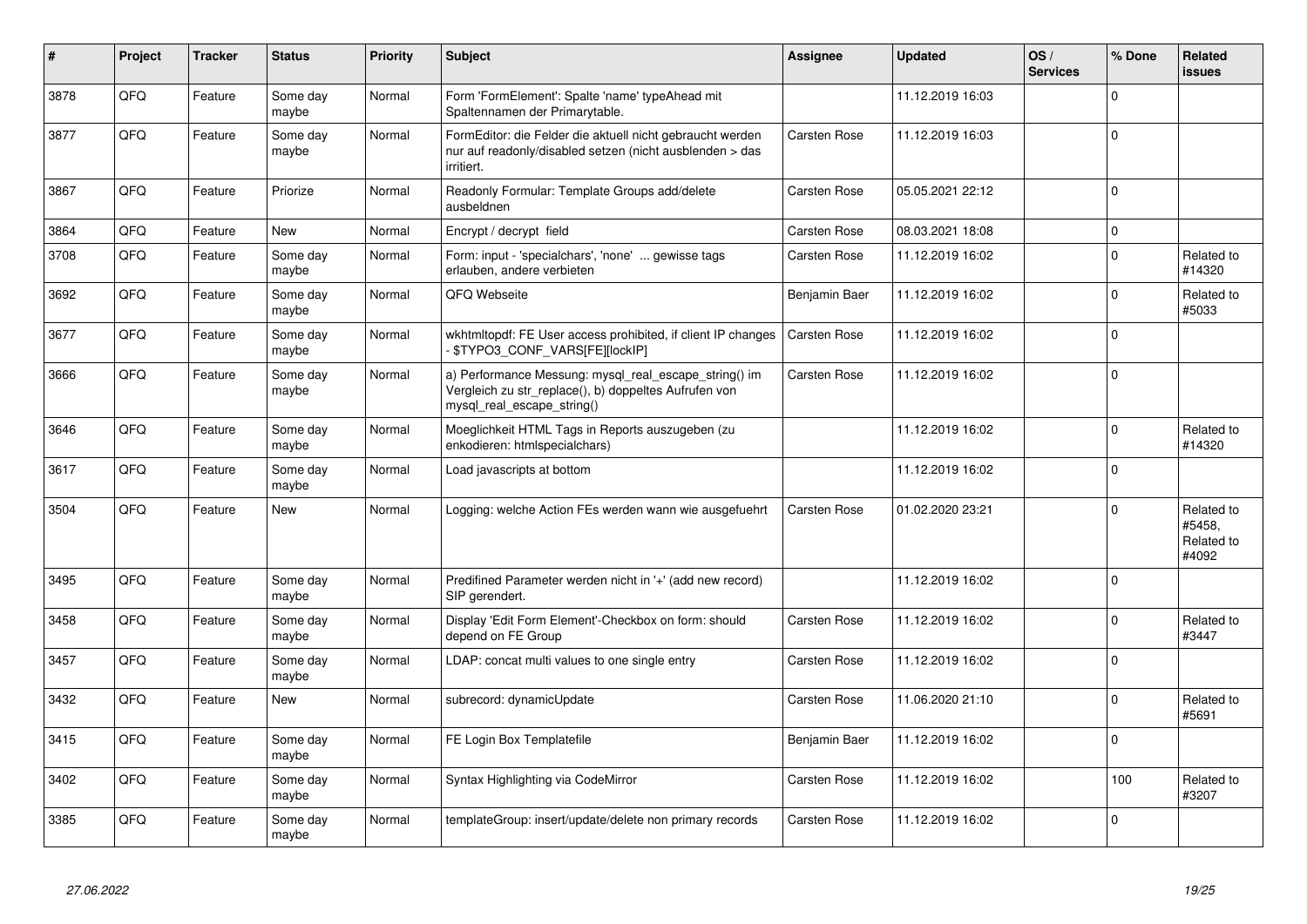| # | Project | Tracker | Status | Priority | Subject | Assignee | Updated | OS / Services | % Done | Related issues |
|---|---|---|---|---|---|---|---|---|---|---|
| 3878 | QFQ | Feature | Some day maybe | Normal | Form 'FormElement': Spalte 'name' typeAhead mit Spaltennamen der Primarytable. | | 11.12.2019 16:03 | | 0 | |
| 3877 | QFQ | Feature | Some day maybe | Normal | FormEditor: die Felder die aktuell nicht gebraucht werden nur auf readonly/disabled setzen (nicht ausblenden > das irritiert. | Carsten Rose | 11.12.2019 16:03 | | 0 | |
| 3867 | QFQ | Feature | Priorize | Normal | Readonly Formular: Template Groups add/delete ausbeldnen | Carsten Rose | 05.05.2021 22:12 | | 0 | |
| 3864 | QFQ | Feature | New | Normal | Encrypt / decrypt field | Carsten Rose | 08.03.2021 18:08 | | 0 | |
| 3708 | QFQ | Feature | Some day maybe | Normal | Form: input - 'specialchars', 'none' ... gewisse tags erlauben, andere verbieten | Carsten Rose | 11.12.2019 16:02 | | 0 | Related to #14320 |
| 3692 | QFQ | Feature | Some day maybe | Normal | QFQ Webseite | Benjamin Baer | 11.12.2019 16:02 | | 0 | Related to #5033 |
| 3677 | QFQ | Feature | Some day maybe | Normal | wkhtmltopdf: FE User access prohibited, if client IP changes - $TYPO3_CONF_VARS[FE][lockIP] | Carsten Rose | 11.12.2019 16:02 | | 0 | |
| 3666 | QFQ | Feature | Some day maybe | Normal | a) Performance Messung: mysql_real_escape_string() im Vergleich zu str_replace(), b) doppeltes Aufrufen von mysql_real_escape_string() | Carsten Rose | 11.12.2019 16:02 | | 0 | |
| 3646 | QFQ | Feature | Some day maybe | Normal | Moeglichkeit HTML Tags in Reports auszugeben (zu enkodieren: htmlspecialchars) | | 11.12.2019 16:02 | | 0 | Related to #14320 |
| 3617 | QFQ | Feature | Some day maybe | Normal | Load javascripts at bottom | | 11.12.2019 16:02 | | 0 | |
| 3504 | QFQ | Feature | New | Normal | Logging: welche Action FEs werden wann wie ausgefuehrt | Carsten Rose | 01.02.2020 23:21 | | 0 | Related to #5458, Related to #4092 |
| 3495 | QFQ | Feature | Some day maybe | Normal | Predifined Parameter werden nicht in '+' (add new record) SIP gerendert. | | 11.12.2019 16:02 | | 0 | |
| 3458 | QFQ | Feature | Some day maybe | Normal | Display 'Edit Form Element'-Checkbox on form: should depend on FE Group | Carsten Rose | 11.12.2019 16:02 | | 0 | Related to #3447 |
| 3457 | QFQ | Feature | Some day maybe | Normal | LDAP: concat multi values to one single entry | Carsten Rose | 11.12.2019 16:02 | | 0 | |
| 3432 | QFQ | Feature | New | Normal | subrecord: dynamicUpdate | Carsten Rose | 11.06.2020 21:10 | | 0 | Related to #5691 |
| 3415 | QFQ | Feature | Some day maybe | Normal | FE Login Box Templatefile | Benjamin Baer | 11.12.2019 16:02 | | 0 | |
| 3402 | QFQ | Feature | Some day maybe | Normal | Syntax Highlighting via CodeMirror | Carsten Rose | 11.12.2019 16:02 | | 100 | Related to #3207 |
| 3385 | QFQ | Feature | Some day maybe | Normal | templateGroup: insert/update/delete non primary records | Carsten Rose | 11.12.2019 16:02 | | 0 | |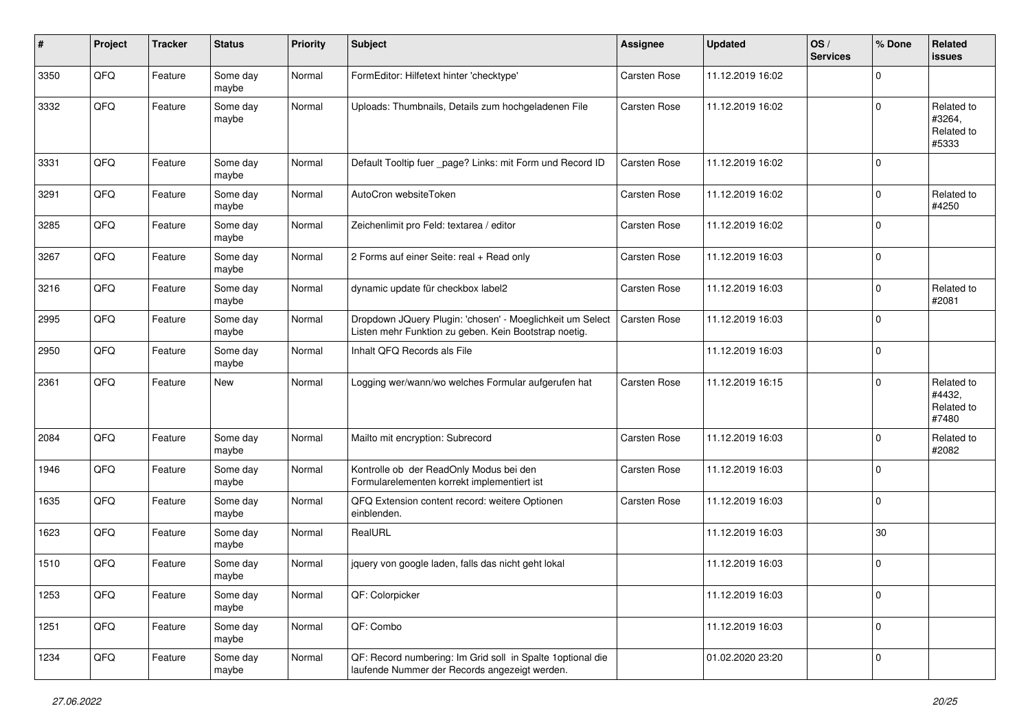| # | Project | Tracker | Status | Priority | Subject | Assignee | Updated | OS / Services | % Done | Related issues |
|---|---|---|---|---|---|---|---|---|---|---|
| 3350 | QFQ | Feature | Some day maybe | Normal | FormEditor: Hilfetext hinter 'checktype' | Carsten Rose | 11.12.2019 16:02 | | 0 | |
| 3332 | QFQ | Feature | Some day maybe | Normal | Uploads: Thumbnails, Details zum hochgeladenen File | Carsten Rose | 11.12.2019 16:02 | | 0 | Related to #3264, Related to #5333 |
| 3331 | QFQ | Feature | Some day maybe | Normal | Default Tooltip fuer _page? Links: mit Form und Record ID | Carsten Rose | 11.12.2019 16:02 | | 0 | |
| 3291 | QFQ | Feature | Some day maybe | Normal | AutoCron websiteToken | Carsten Rose | 11.12.2019 16:02 | | 0 | Related to #4250 |
| 3285 | QFQ | Feature | Some day maybe | Normal | Zeichenlimit pro Feld: textarea / editor | Carsten Rose | 11.12.2019 16:02 | | 0 | |
| 3267 | QFQ | Feature | Some day maybe | Normal | 2 Forms auf einer Seite: real + Read only | Carsten Rose | 11.12.2019 16:03 | | 0 | |
| 3216 | QFQ | Feature | Some day maybe | Normal | dynamic update für checkbox label2 | Carsten Rose | 11.12.2019 16:03 | | 0 | Related to #2081 |
| 2995 | QFQ | Feature | Some day maybe | Normal | Dropdown JQuery Plugin: 'chosen' - Moeglichkeit um Select Listen mehr Funktion zu geben. Kein Bootstrap noetig. | Carsten Rose | 11.12.2019 16:03 | | 0 | |
| 2950 | QFQ | Feature | Some day maybe | Normal | Inhalt QFQ Records als File | | 11.12.2019 16:03 | | 0 | |
| 2361 | QFQ | Feature | New | Normal | Logging wer/wann/wo welches Formular aufgerufen hat | Carsten Rose | 11.12.2019 16:15 | | 0 | Related to #4432, Related to #7480 |
| 2084 | QFQ | Feature | Some day maybe | Normal | Mailto mit encryption: Subrecord | Carsten Rose | 11.12.2019 16:03 | | 0 | Related to #2082 |
| 1946 | QFQ | Feature | Some day maybe | Normal | Kontrolle ob der ReadOnly Modus bei den Formularelementen korrekt implementiert ist | Carsten Rose | 11.12.2019 16:03 | | 0 | |
| 1635 | QFQ | Feature | Some day maybe | Normal | QFQ Extension content record: weitere Optionen einblenden. | Carsten Rose | 11.12.2019 16:03 | | 0 | |
| 1623 | QFQ | Feature | Some day maybe | Normal | RealURL | | 11.12.2019 16:03 | | 30 | |
| 1510 | QFQ | Feature | Some day maybe | Normal | jquery von google laden, falls das nicht geht lokal | | 11.12.2019 16:03 | | 0 | |
| 1253 | QFQ | Feature | Some day maybe | Normal | QF: Colorpicker | | 11.12.2019 16:03 | | 0 | |
| 1251 | QFQ | Feature | Some day maybe | Normal | QF: Combo | | 11.12.2019 16:03 | | 0 | |
| 1234 | QFQ | Feature | Some day maybe | Normal | QF: Record numbering: Im Grid soll in Spalte 1optional die laufende Nummer der Records angezeigt werden. | | 01.02.2020 23:20 | | 0 | |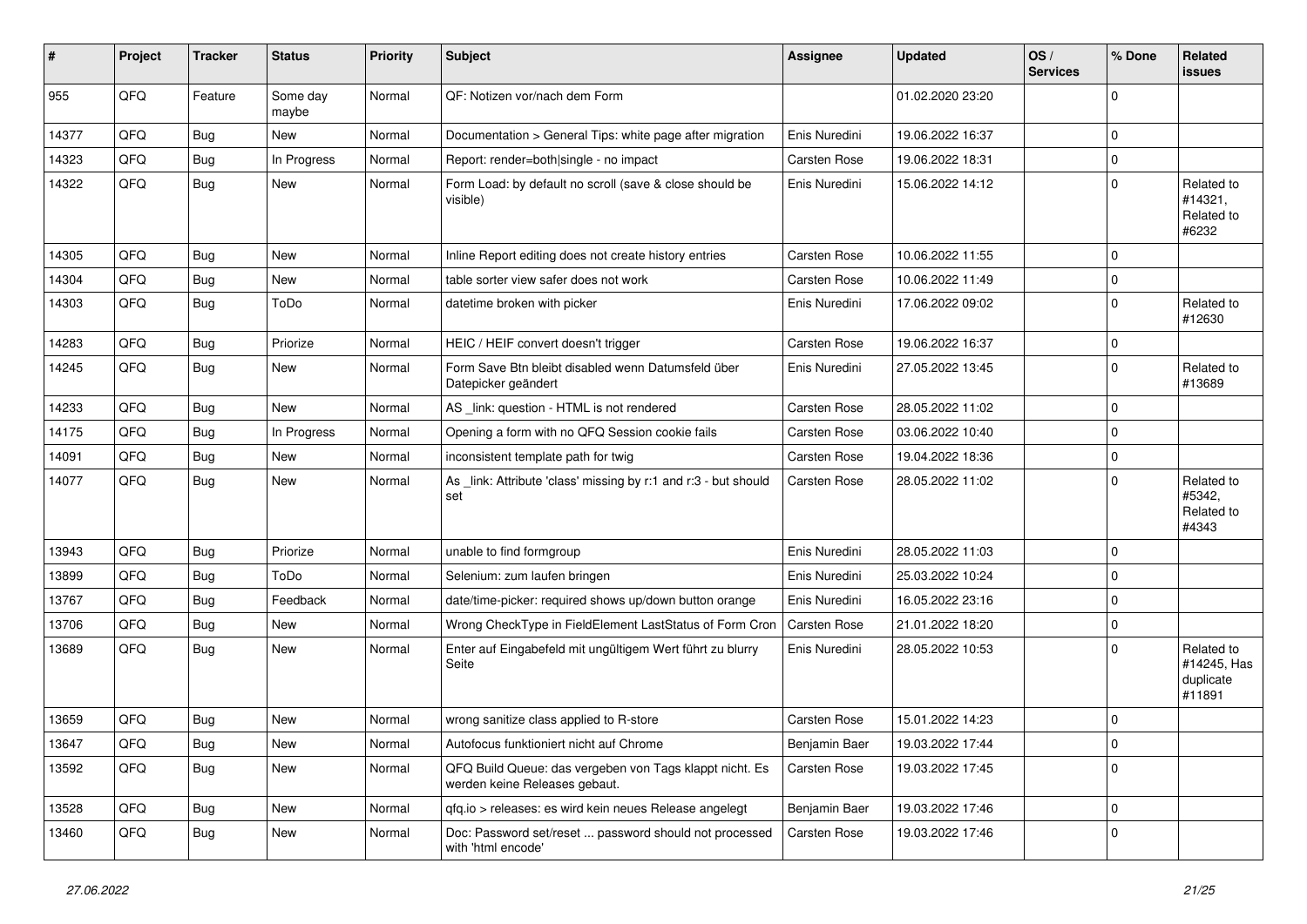| # | Project | Tracker | Status | Priority | Subject | Assignee | Updated | OS / Services | % Done | Related issues |
|---|---|---|---|---|---|---|---|---|---|---|
| 955 | QFQ | Feature | Some day maybe | Normal | QF: Notizen vor/nach dem Form | | 01.02.2020 23:20 | | 0 | |
| 14377 | QFQ | Bug | New | Normal | Documentation > General Tips: white page after migration | Enis Nuredini | 19.06.2022 16:37 | | 0 | |
| 14323 | QFQ | Bug | In Progress | Normal | Report: render=both\|single - no impact | Carsten Rose | 19.06.2022 18:31 | | 0 | |
| 14322 | QFQ | Bug | New | Normal | Form Load: by default no scroll (save & close should be visible) | Enis Nuredini | 15.06.2022 14:12 | | 0 | Related to #14321, Related to #6232 |
| 14305 | QFQ | Bug | New | Normal | Inline Report editing does not create history entries | Carsten Rose | 10.06.2022 11:55 | | 0 | |
| 14304 | QFQ | Bug | New | Normal | table sorter view safer does not work | Carsten Rose | 10.06.2022 11:49 | | 0 | |
| 14303 | QFQ | Bug | ToDo | Normal | datetime broken with picker | Enis Nuredini | 17.06.2022 09:02 | | 0 | Related to #12630 |
| 14283 | QFQ | Bug | Priorize | Normal | HEIC / HEIF convert doesn't trigger | Carsten Rose | 19.06.2022 16:37 | | 0 | |
| 14245 | QFQ | Bug | New | Normal | Form Save Btn bleibt disabled wenn Datumsfeld über Datepicker geändert | Enis Nuredini | 27.05.2022 13:45 | | 0 | Related to #13689 |
| 14233 | QFQ | Bug | New | Normal | AS _link: question - HTML is not rendered | Carsten Rose | 28.05.2022 11:02 | | 0 | |
| 14175 | QFQ | Bug | In Progress | Normal | Opening a form with no QFQ Session cookie fails | Carsten Rose | 03.06.2022 10:40 | | 0 | |
| 14091 | QFQ | Bug | New | Normal | inconsistent template path for twig | Carsten Rose | 19.04.2022 18:36 | | 0 | |
| 14077 | QFQ | Bug | New | Normal | As _link: Attribute 'class' missing by r:1 and r:3 - but should set | Carsten Rose | 28.05.2022 11:02 | | 0 | Related to #5342, Related to #4343 |
| 13943 | QFQ | Bug | Priorize | Normal | unable to find formgroup | Enis Nuredini | 28.05.2022 11:03 | | 0 | |
| 13899 | QFQ | Bug | ToDo | Normal | Selenium: zum laufen bringen | Enis Nuredini | 25.03.2022 10:24 | | 0 | |
| 13767 | QFQ | Bug | Feedback | Normal | date/time-picker: required shows up/down button orange | Enis Nuredini | 16.05.2022 23:16 | | 0 | |
| 13706 | QFQ | Bug | New | Normal | Wrong CheckType in FieldElement LastStatus of Form Cron | Carsten Rose | 21.01.2022 18:20 | | 0 | |
| 13689 | QFQ | Bug | New | Normal | Enter auf Eingabefeld mit ungültigem Wert führt zu blurry Seite | Enis Nuredini | 28.05.2022 10:53 | | 0 | Related to #14245, Has duplicate #11891 |
| 13659 | QFQ | Bug | New | Normal | wrong sanitize class applied to R-store | Carsten Rose | 15.01.2022 14:23 | | 0 | |
| 13647 | QFQ | Bug | New | Normal | Autofocus funktioniert nicht auf Chrome | Benjamin Baer | 19.03.2022 17:44 | | 0 | |
| 13592 | QFQ | Bug | New | Normal | QFQ Build Queue: das vergeben von Tags klappt nicht. Es werden keine Releases gebaut. | Carsten Rose | 19.03.2022 17:45 | | 0 | |
| 13528 | QFQ | Bug | New | Normal | qfq.io > releases: es wird kein neues Release angelegt | Benjamin Baer | 19.03.2022 17:46 | | 0 | |
| 13460 | QFQ | Bug | New | Normal | Doc: Password set/reset ... password should not processed with 'html encode' | Carsten Rose | 19.03.2022 17:46 | | 0 | |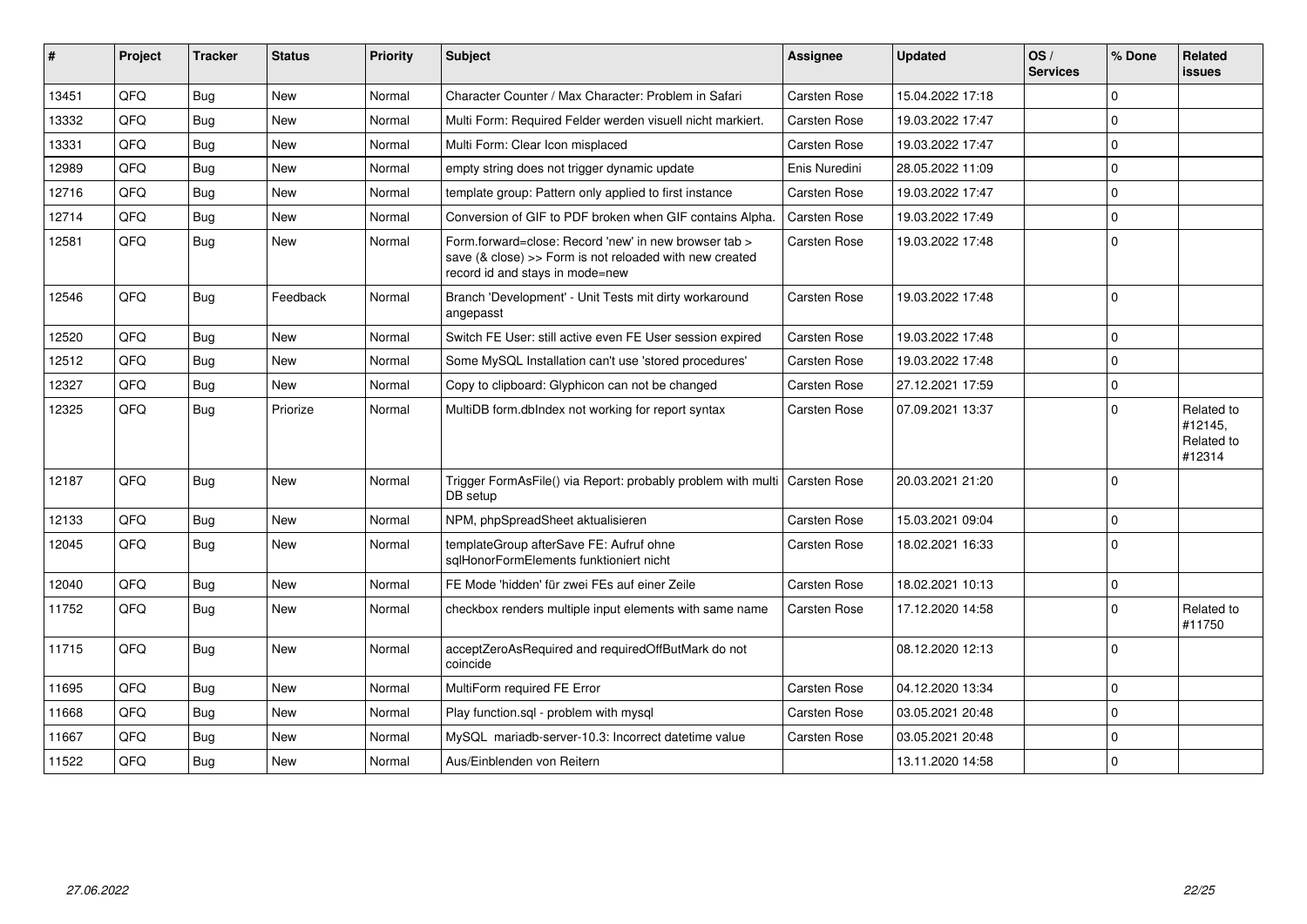| # | Project | Tracker | Status | Priority | Subject | Assignee | Updated | OS / Services | % Done | Related issues |
|---|---|---|---|---|---|---|---|---|---|---|
| 13451 | QFQ | Bug | New | Normal | Character Counter / Max Character: Problem in Safari | Carsten Rose | 15.04.2022 17:18 | | 0 | |
| 13332 | QFQ | Bug | New | Normal | Multi Form: Required Felder werden visuell nicht markiert. | Carsten Rose | 19.03.2022 17:47 | | 0 | |
| 13331 | QFQ | Bug | New | Normal | Multi Form: Clear Icon misplaced | Carsten Rose | 19.03.2022 17:47 | | 0 | |
| 12989 | QFQ | Bug | New | Normal | empty string does not trigger dynamic update | Enis Nuredini | 28.05.2022 11:09 | | 0 | |
| 12716 | QFQ | Bug | New | Normal | template group: Pattern only applied to first instance | Carsten Rose | 19.03.2022 17:47 | | 0 | |
| 12714 | QFQ | Bug | New | Normal | Conversion of GIF to PDF broken when GIF contains Alpha. | Carsten Rose | 19.03.2022 17:49 | | 0 | |
| 12581 | QFQ | Bug | New | Normal | Form.forward=close: Record 'new' in new browser tab > save (& close) >> Form is not reloaded with new created record id and stays in mode=new | Carsten Rose | 19.03.2022 17:48 | | 0 | |
| 12546 | QFQ | Bug | Feedback | Normal | Branch 'Development' - Unit Tests mit dirty workaround angepasst | Carsten Rose | 19.03.2022 17:48 | | 0 | |
| 12520 | QFQ | Bug | New | Normal | Switch FE User: still active even FE User session expired | Carsten Rose | 19.03.2022 17:48 | | 0 | |
| 12512 | QFQ | Bug | New | Normal | Some MySQL Installation can't use 'stored procedures' | Carsten Rose | 19.03.2022 17:48 | | 0 | |
| 12327 | QFQ | Bug | New | Normal | Copy to clipboard: Glyphicon can not be changed | Carsten Rose | 27.12.2021 17:59 | | 0 | |
| 12325 | QFQ | Bug | Priorize | Normal | MultiDB form.dbIndex not working for report syntax | Carsten Rose | 07.09.2021 13:37 | | 0 | Related to #12145, Related to #12314 |
| 12187 | QFQ | Bug | New | Normal | Trigger FormAsFile() via Report: probably problem with multi DB setup | Carsten Rose | 20.03.2021 21:20 | | 0 | |
| 12133 | QFQ | Bug | New | Normal | NPM, phpSpreadSheet aktualisieren | Carsten Rose | 15.03.2021 09:04 | | 0 | |
| 12045 | QFQ | Bug | New | Normal | templateGroup afterSave FE: Aufruf ohne sqlHonorFormElements funktioniert nicht | Carsten Rose | 18.02.2021 16:33 | | 0 | |
| 12040 | QFQ | Bug | New | Normal | FE Mode 'hidden' für zwei FEs auf einer Zeile | Carsten Rose | 18.02.2021 10:13 | | 0 | |
| 11752 | QFQ | Bug | New | Normal | checkbox renders multiple input elements with same name | Carsten Rose | 17.12.2020 14:58 | | 0 | Related to #11750 |
| 11715 | QFQ | Bug | New | Normal | acceptZeroAsRequired and requiredOffButMark do not coincide | | 08.12.2020 12:13 | | 0 | |
| 11695 | QFQ | Bug | New | Normal | MultiForm required FE Error | Carsten Rose | 04.12.2020 13:34 | | 0 | |
| 11668 | QFQ | Bug | New | Normal | Play function.sql - problem with mysql | Carsten Rose | 03.05.2021 20:48 | | 0 | |
| 11667 | QFQ | Bug | New | Normal | MySQL mariadb-server-10.3: Incorrect datetime value | Carsten Rose | 03.05.2021 20:48 | | 0 | |
| 11522 | QFQ | Bug | New | Normal | Aus/Einblenden von Reitern | | 13.11.2020 14:58 | | 0 | |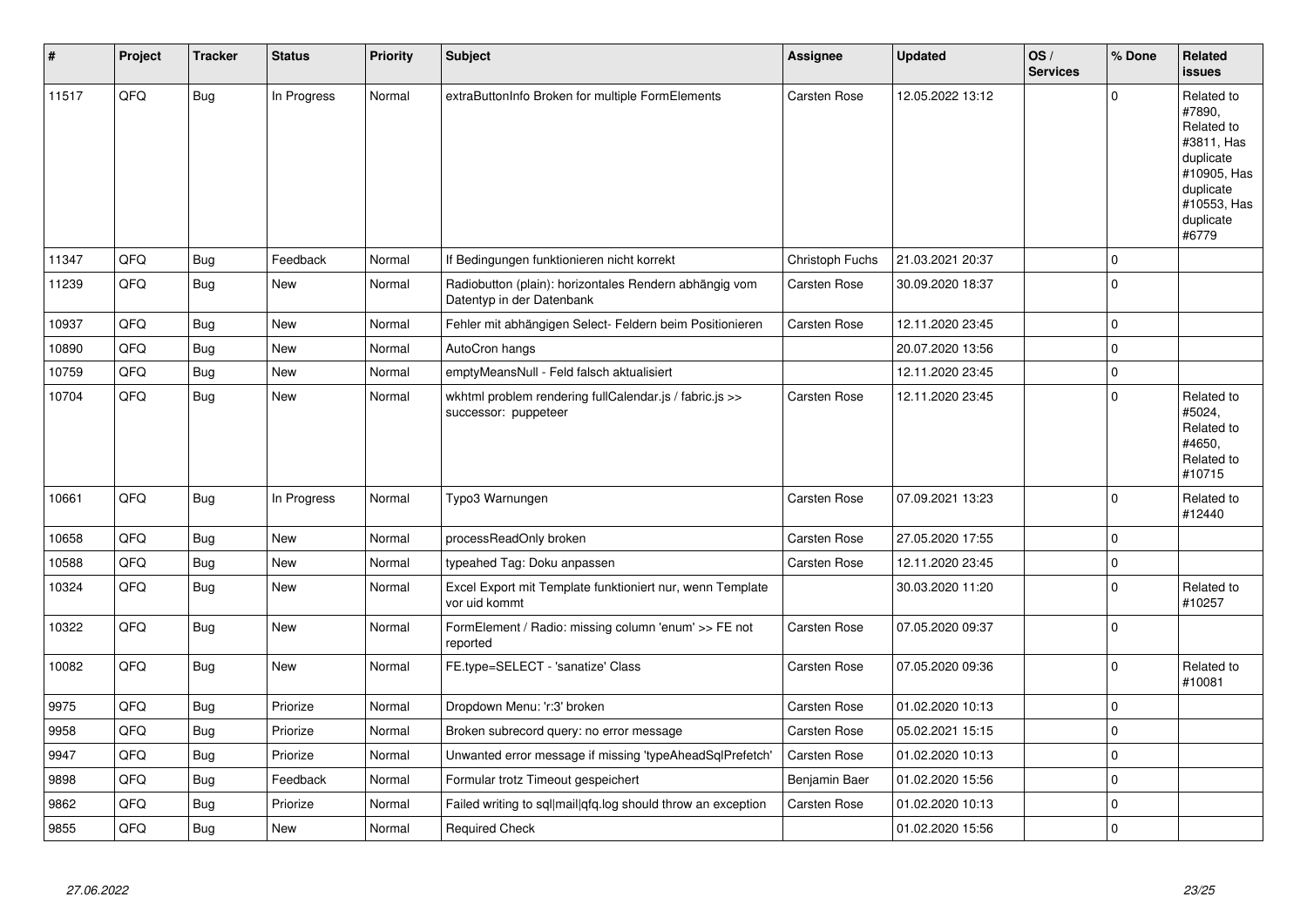| # | Project | Tracker | Status | Priority | Subject | Assignee | Updated | OS / Services | % Done | Related issues |
|---|---|---|---|---|---|---|---|---|---|---|
| 11517 | QFQ | Bug | In Progress | Normal | extraButtonInfo Broken for multiple FormElements | Carsten Rose | 12.05.2022 13:12 | | 0 | Related to #7890, Related to #3811, Has duplicate #10905, Has duplicate #10553, Has duplicate #6779 |
| 11347 | QFQ | Bug | Feedback | Normal | If Bedingungen funktionieren nicht korrekt | Christoph Fuchs | 21.03.2021 20:37 | | 0 | |
| 11239 | QFQ | Bug | New | Normal | Radiobutton (plain): horizontales Rendern abhängig vom Datentyp in der Datenbank | Carsten Rose | 30.09.2020 18:37 | | 0 | |
| 10937 | QFQ | Bug | New | Normal | Fehler mit abhängigen Select- Feldern beim Positionieren | Carsten Rose | 12.11.2020 23:45 | | 0 | |
| 10890 | QFQ | Bug | New | Normal | AutoCron hangs | | 20.07.2020 13:56 | | 0 | |
| 10759 | QFQ | Bug | New | Normal | emptyMeansNull - Feld falsch aktualisiert | | 12.11.2020 23:45 | | 0 | |
| 10704 | QFQ | Bug | New | Normal | wkhtml problem rendering fullCalendar.js / fabric.js >> successor: puppeteer | Carsten Rose | 12.11.2020 23:45 | | 0 | Related to #5024, Related to #4650, Related to #10715 |
| 10661 | QFQ | Bug | In Progress | Normal | Typo3 Warnungen | Carsten Rose | 07.09.2021 13:23 | | 0 | Related to #12440 |
| 10658 | QFQ | Bug | New | Normal | processReadOnly broken | Carsten Rose | 27.05.2020 17:55 | | 0 | |
| 10588 | QFQ | Bug | New | Normal | typeahed Tag: Doku anpassen | Carsten Rose | 12.11.2020 23:45 | | 0 | |
| 10324 | QFQ | Bug | New | Normal | Excel Export mit Template funktioniert nur, wenn Template vor uid kommt | | 30.03.2020 11:20 | | 0 | Related to #10257 |
| 10322 | QFQ | Bug | New | Normal | FormElement / Radio: missing column 'enum' >> FE not reported | Carsten Rose | 07.05.2020 09:37 | | 0 | |
| 10082 | QFQ | Bug | New | Normal | FE.type=SELECT - 'sanatize' Class | Carsten Rose | 07.05.2020 09:36 | | 0 | Related to #10081 |
| 9975 | QFQ | Bug | Priorize | Normal | Dropdown Menu: 'r:3' broken | Carsten Rose | 01.02.2020 10:13 | | 0 | |
| 9958 | QFQ | Bug | Priorize | Normal | Broken subrecord query: no error message | Carsten Rose | 05.02.2021 15:15 | | 0 | |
| 9947 | QFQ | Bug | Priorize | Normal | Unwanted error message if missing 'typeAheadSqlPrefetch' | Carsten Rose | 01.02.2020 10:13 | | 0 | |
| 9898 | QFQ | Bug | Feedback | Normal | Formular trotz Timeout gespeichert | Benjamin Baer | 01.02.2020 15:56 | | 0 | |
| 9862 | QFQ | Bug | Priorize | Normal | Failed writing to sql\|mail\|qfq.log should throw an exception | Carsten Rose | 01.02.2020 10:13 | | 0 | |
| 9855 | QFQ | Bug | New | Normal | Required Check | | 01.02.2020 15:56 | | 0 | |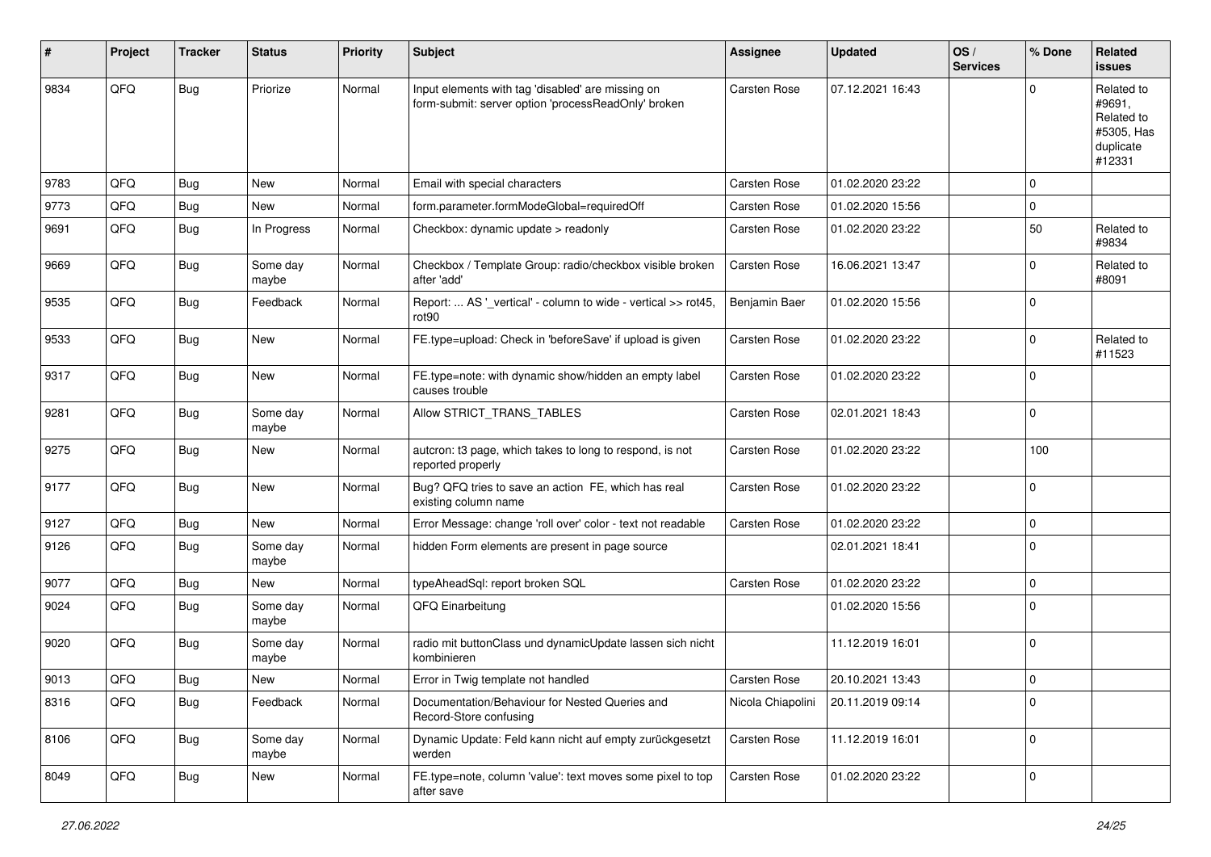| # | Project | Tracker | Status | Priority | Subject | Assignee | Updated | OS / Services | % Done | Related issues |
|---|---|---|---|---|---|---|---|---|---|---|
| 9834 | QFQ | Bug | Priorize | Normal | Input elements with tag 'disabled' are missing on form-submit: server option 'processReadOnly' broken | Carsten Rose | 07.12.2021 16:43 | | 0 | Related to #9691, Related to #5305, Has duplicate #12331 |
| 9783 | QFQ | Bug | New | Normal | Email with special characters | Carsten Rose | 01.02.2020 23:22 | | 0 | |
| 9773 | QFQ | Bug | New | Normal | form.parameter.formModeGlobal=requiredOff | Carsten Rose | 01.02.2020 15:56 | | 0 | |
| 9691 | QFQ | Bug | In Progress | Normal | Checkbox: dynamic update > readonly | Carsten Rose | 01.02.2020 23:22 | | 50 | Related to #9834 |
| 9669 | QFQ | Bug | Some day maybe | Normal | Checkbox / Template Group: radio/checkbox visible broken after 'add' | Carsten Rose | 16.06.2021 13:47 | | 0 | Related to #8091 |
| 9535 | QFQ | Bug | Feedback | Normal | Report: ... AS '_vertical' - column to wide - vertical >> rot45, rot90 | Benjamin Baer | 01.02.2020 15:56 | | 0 | |
| 9533 | QFQ | Bug | New | Normal | FE.type=upload: Check in 'beforeSave' if upload is given | Carsten Rose | 01.02.2020 23:22 | | 0 | Related to #11523 |
| 9317 | QFQ | Bug | New | Normal | FE.type=note: with dynamic show/hidden an empty label causes trouble | Carsten Rose | 01.02.2020 23:22 | | 0 | |
| 9281 | QFQ | Bug | Some day maybe | Normal | Allow STRICT_TRANS_TABLES | Carsten Rose | 02.01.2021 18:43 | | 0 | |
| 9275 | QFQ | Bug | New | Normal | autcron: t3 page, which takes to long to respond, is not reported properly | Carsten Rose | 01.02.2020 23:22 | | 100 | |
| 9177 | QFQ | Bug | New | Normal | Bug? QFQ tries to save an action FE, which has real existing column name | Carsten Rose | 01.02.2020 23:22 | | 0 | |
| 9127 | QFQ | Bug | New | Normal | Error Message: change 'roll over' color - text not readable | Carsten Rose | 01.02.2020 23:22 | | 0 | |
| 9126 | QFQ | Bug | Some day maybe | Normal | hidden Form elements are present in page source | | 02.01.2021 18:41 | | 0 | |
| 9077 | QFQ | Bug | New | Normal | typeAheadSql: report broken SQL | Carsten Rose | 01.02.2020 23:22 | | 0 | |
| 9024 | QFQ | Bug | Some day maybe | Normal | QFQ Einarbeitung | | 01.02.2020 15:56 | | 0 | |
| 9020 | QFQ | Bug | Some day maybe | Normal | radio mit buttonClass und dynamicUpdate lassen sich nicht kombinieren | | 11.12.2019 16:01 | | 0 | |
| 9013 | QFQ | Bug | New | Normal | Error in Twig template not handled | Carsten Rose | 20.10.2021 13:43 | | 0 | |
| 8316 | QFQ | Bug | Feedback | Normal | Documentation/Behaviour for Nested Queries and Record-Store confusing | Nicola Chiapolini | 20.11.2019 09:14 | | 0 | |
| 8106 | QFQ | Bug | Some day maybe | Normal | Dynamic Update: Feld kann nicht auf empty zurückgesetzt werden | Carsten Rose | 11.12.2019 16:01 | | 0 | |
| 8049 | QFQ | Bug | New | Normal | FE.type=note, column 'value': text moves some pixel to top after save | Carsten Rose | 01.02.2020 23:22 | | 0 | |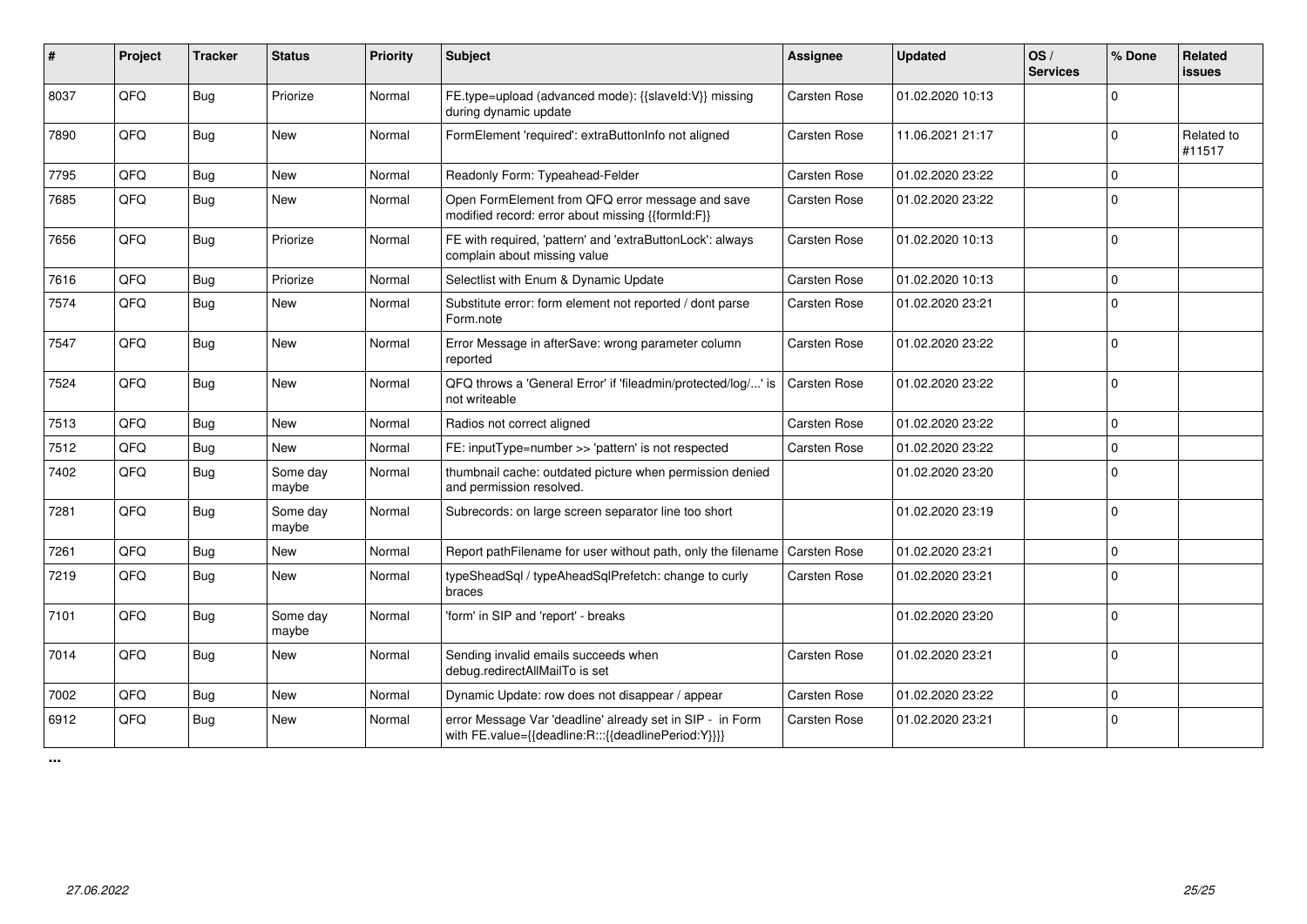| # | Project | Tracker | Status | Priority | Subject | Assignee | Updated | OS / Services | % Done | Related issues |
|---|---|---|---|---|---|---|---|---|---|---|
| 8037 | QFQ | Bug | Priorize | Normal | FE.type=upload (advanced mode): {{slaveId:V}} missing during dynamic update | Carsten Rose | 01.02.2020 10:13 | | 0 | |
| 7890 | QFQ | Bug | New | Normal | FormElement 'required': extraButtonInfo not aligned | Carsten Rose | 11.06.2021 21:17 | | 0 | Related to #11517 |
| 7795 | QFQ | Bug | New | Normal | Readonly Form: Typeahead-Felder | Carsten Rose | 01.02.2020 23:22 | | 0 | |
| 7685 | QFQ | Bug | New | Normal | Open FormElement from QFQ error message and save modified record: error about missing {{formId:F}} | Carsten Rose | 01.02.2020 23:22 | | 0 | |
| 7656 | QFQ | Bug | Priorize | Normal | FE with required, 'pattern' and 'extraButtonLock': always complain about missing value | Carsten Rose | 01.02.2020 10:13 | | 0 | |
| 7616 | QFQ | Bug | Priorize | Normal | Selectlist with Enum & Dynamic Update | Carsten Rose | 01.02.2020 10:13 | | 0 | |
| 7574 | QFQ | Bug | New | Normal | Substitute error: form element not reported / dont parse Form.note | Carsten Rose | 01.02.2020 23:21 | | 0 | |
| 7547 | QFQ | Bug | New | Normal | Error Message in afterSave: wrong parameter column reported | Carsten Rose | 01.02.2020 23:22 | | 0 | |
| 7524 | QFQ | Bug | New | Normal | QFQ throws a 'General Error' if 'fileadmin/protected/log/...' is not writeable | Carsten Rose | 01.02.2020 23:22 | | 0 | |
| 7513 | QFQ | Bug | New | Normal | Radios not correct aligned | Carsten Rose | 01.02.2020 23:22 | | 0 | |
| 7512 | QFQ | Bug | New | Normal | FE: inputType=number >> 'pattern' is not respected | Carsten Rose | 01.02.2020 23:22 | | 0 | |
| 7402 | QFQ | Bug | Some day maybe | Normal | thumbnail cache: outdated picture when permission denied and permission resolved. | | 01.02.2020 23:20 | | 0 | |
| 7281 | QFQ | Bug | Some day maybe | Normal | Subrecords: on large screen separator line too short | | 01.02.2020 23:19 | | 0 | |
| 7261 | QFQ | Bug | New | Normal | Report pathFilename for user without path, only the filename | Carsten Rose | 01.02.2020 23:21 | | 0 | |
| 7219 | QFQ | Bug | New | Normal | typeSheadSql / typeAheadSqlPrefetch: change to curly braces | Carsten Rose | 01.02.2020 23:21 | | 0 | |
| 7101 | QFQ | Bug | Some day maybe | Normal | 'form' in SIP and 'report' - breaks | | 01.02.2020 23:20 | | 0 | |
| 7014 | QFQ | Bug | New | Normal | Sending invalid emails succeeds when debug.redirectAllMailTo is set | Carsten Rose | 01.02.2020 23:21 | | 0 | |
| 7002 | QFQ | Bug | New | Normal | Dynamic Update: row does not disappear / appear | Carsten Rose | 01.02.2020 23:22 | | 0 | |
| 6912 | QFQ | Bug | New | Normal | error Message Var 'deadline' already set in SIP - in Form with FE.value={{deadline:R:::{{deadlinePeriod:Y}}}} | Carsten Rose | 01.02.2020 23:21 | | 0 | |

...